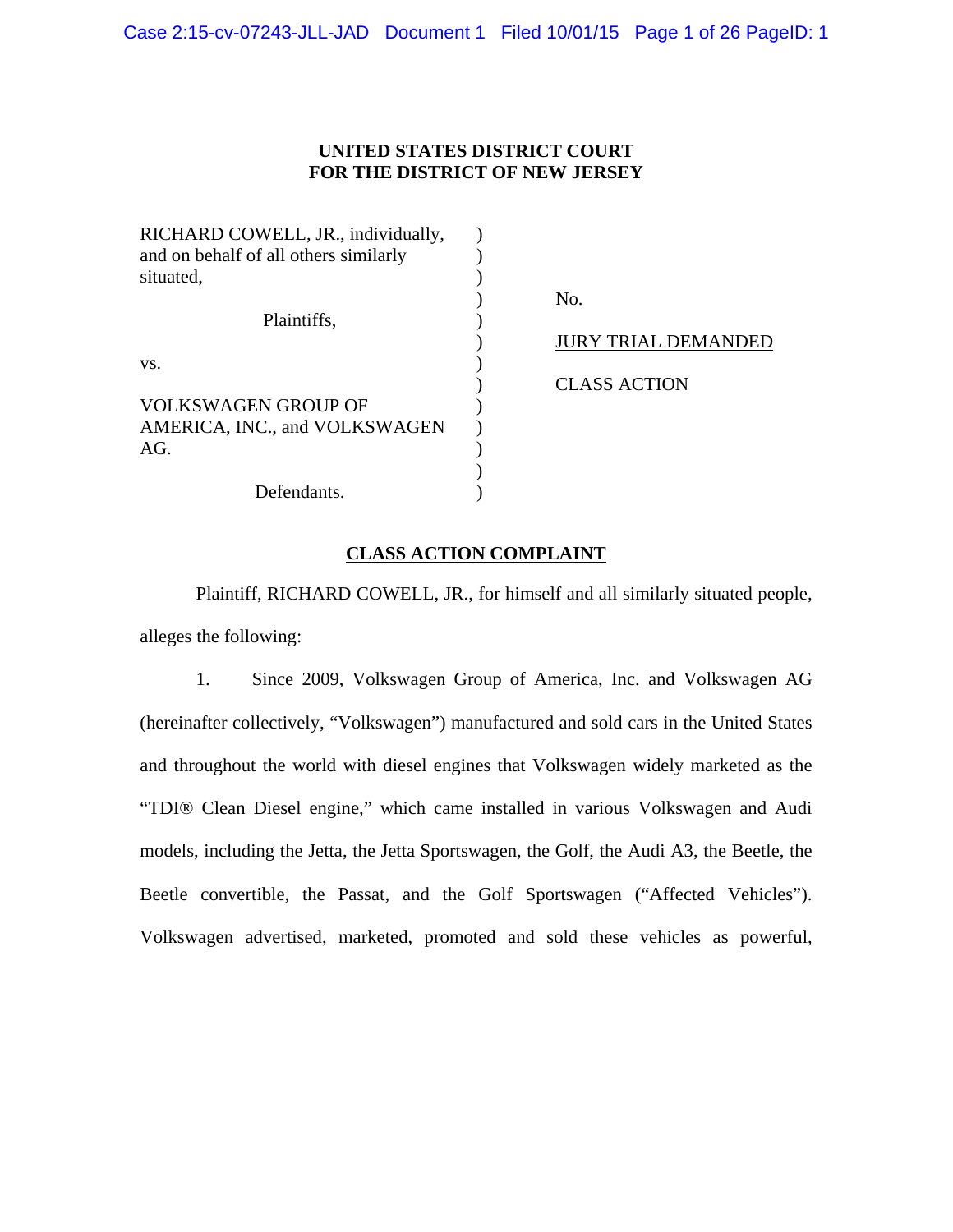**UNITED STATES DISTRICT COURT**
**FOR THE DISTRICT OF NEW JERSEY**

| | | |
|---|---|---|
| RICHARD COWELL, JR., individually, and on behalf of all others similarly situated, | ) | |
| Plaintiffs, | ) | No. |
| vs. | ) | JURY TRIAL DEMANDED |
| VOLKSWAGEN GROUP OF AMERICA, INC., and VOLKSWAGEN AG. | ) | CLASS ACTION |
| Defendants. | ) | |

## CLASS ACTION COMPLAINT

Plaintiff, RICHARD COWELL, JR., for himself and all similarly situated people, alleges the following:

1. Since 2009, Volkswagen Group of America, Inc. and Volkswagen AG (hereinafter collectively, "Volkswagen") manufactured and sold cars in the United States and throughout the world with diesel engines that Volkswagen widely marketed as the "TDI® Clean Diesel engine," which came installed in various Volkswagen and Audi models, including the Jetta, the Jetta Sportswagen, the Golf, the Audi A3, the Beetle, the Beetle convertible, the Passat, and the Golf Sportswagen ("Affected Vehicles"). Volkswagen advertised, marketed, promoted and sold these vehicles as powerful,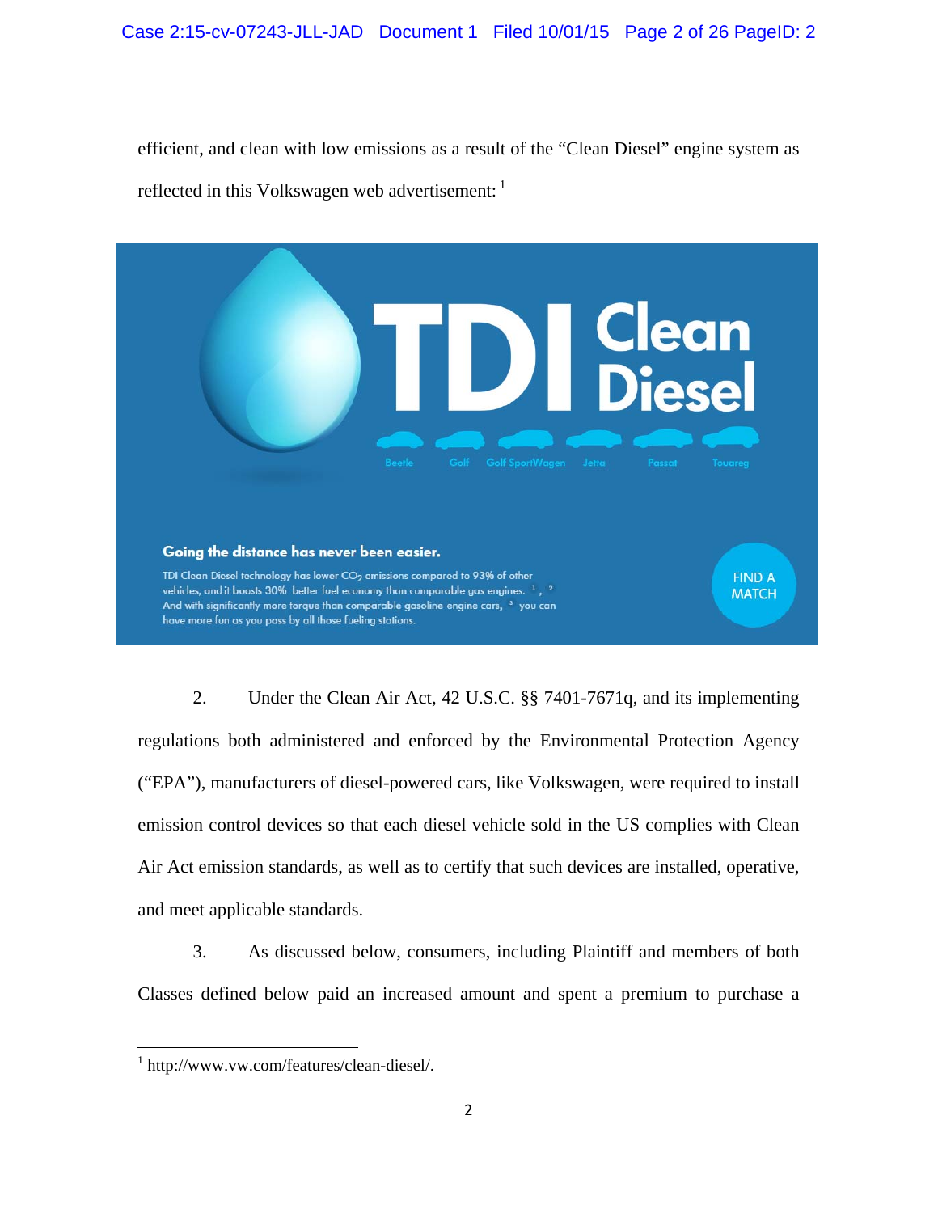efficient, and clean with low emissions as a result of the "Clean Diesel" engine system as reflected in this Volkswagen web advertisement: [1]

TDI Clean Diesel

Beetle Golf Golf SportWagen Jetta Passat Touareg

**Going the distance has never been easier.**

TDI Clean Diesel technology has lower $CO_2$ emissions compared to 93% of other vehicles, and it boasts 30% better fuel economy than comparable gas engines. [1], [2] And with significantly more torque than comparable gasoline-engine cars, [3] you can have more fun as you pass by all those fueling stations.

FIND A MATCH

2. Under the Clean Air Act, 42 U.S.C. §§ 7401-7671q, and its implementing regulations both administered and enforced by the Environmental Protection Agency ("EPA"), manufacturers of diesel-powered cars, like Volkswagen, were required to install emission control devices so that each diesel vehicle sold in the US complies with Clean Air Act emission standards, as well as to certify that such devices are installed, operative, and meet applicable standards.

3. As discussed below, consumers, including Plaintiff and members of both Classes defined below paid an increased amount and spent a premium to purchase a

---

[1] http://www.vw.com/features/clean-diesel/.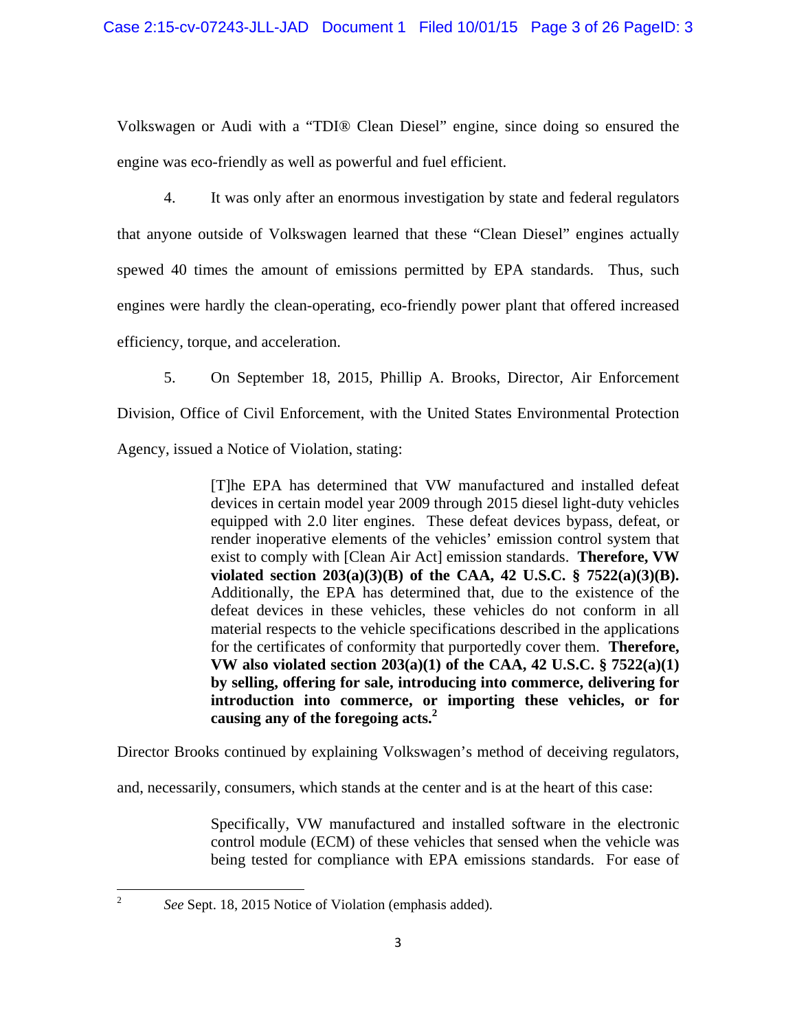Volkswagen or Audi with a "TDI® Clean Diesel" engine, since doing so ensured the engine was eco-friendly as well as powerful and fuel efficient.

4. It was only after an enormous investigation by state and federal regulators that anyone outside of Volkswagen learned that these "Clean Diesel" engines actually spewed 40 times the amount of emissions permitted by EPA standards. Thus, such engines were hardly the clean-operating, eco-friendly power plant that offered increased efficiency, torque, and acceleration.

5. On September 18, 2015, Phillip A. Brooks, Director, Air Enforcement Division, Office of Civil Enforcement, with the United States Environmental Protection Agency, issued a Notice of Violation, stating:

> [T]he EPA has determined that VW manufactured and installed defeat devices in certain model year 2009 through 2015 diesel light-duty vehicles equipped with 2.0 liter engines. These defeat devices bypass, defeat, or render inoperative elements of the vehicles' emission control system that exist to comply with [Clean Air Act] emission standards. **Therefore, VW violated section 203(a)(3)(B) of the CAA, 42 U.S.C. § 7522(a)(3)(B).** Additionally, the EPA has determined that, due to the existence of the defeat devices in these vehicles, these vehicles do not conform in all material respects to the vehicle specifications described in the applications for the certificates of conformity that purportedly cover them. **Therefore, VW also violated section 203(a)(1) of the CAA, 42 U.S.C. § 7522(a)(1) by selling, offering for sale, introducing into commerce, delivering for introduction into commerce, or importing these vehicles, or for causing any of the foregoing acts.**[2]

Director Brooks continued by explaining Volkswagen's method of deceiving regulators, and, necessarily, consumers, which stands at the center and is at the heart of this case:

> Specifically, VW manufactured and installed software in the electronic control module (ECM) of these vehicles that sensed when the vehicle was being tested for compliance with EPA emissions standards. For ease of

---

[2] *See* Sept. 18, 2015 Notice of Violation (emphasis added).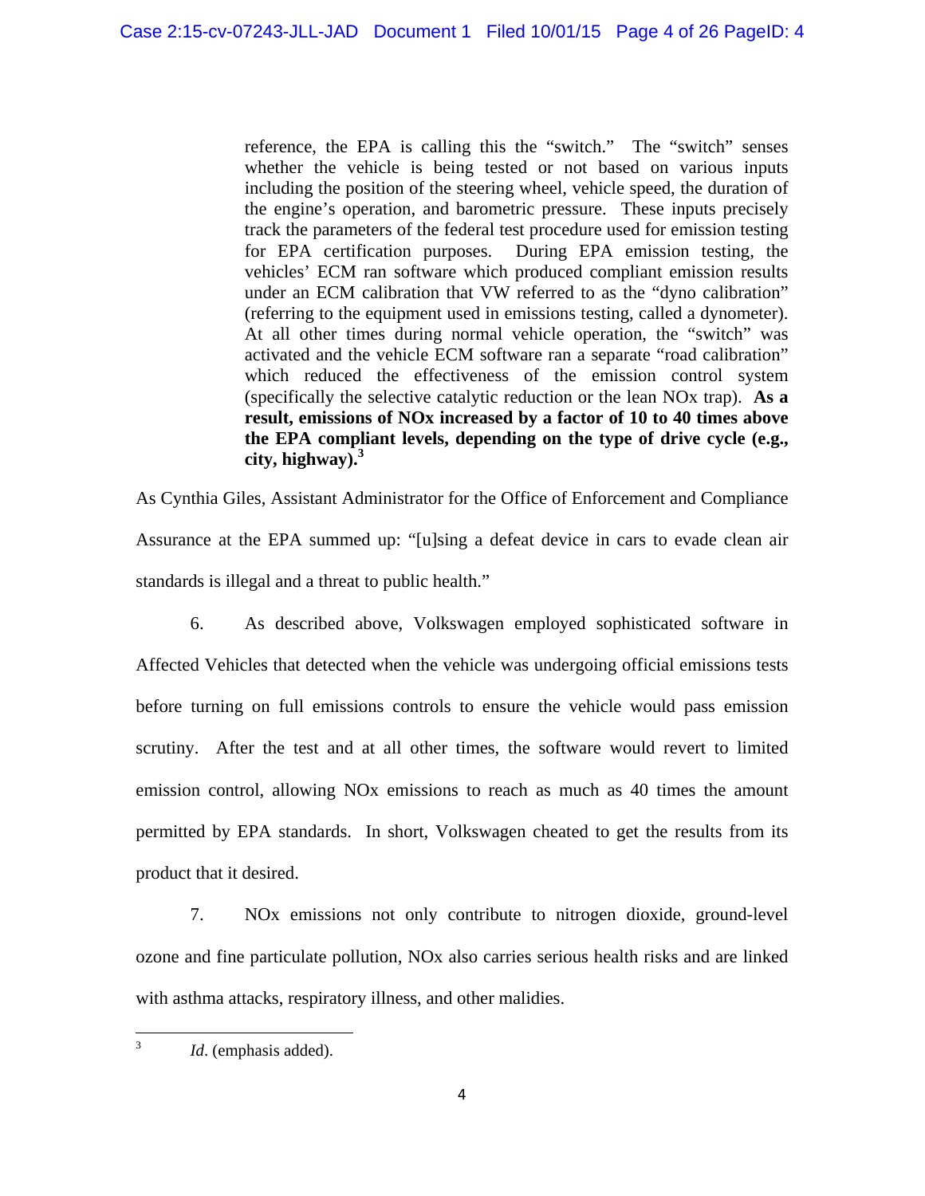> reference, the EPA is calling this the "switch." The "switch" senses whether the vehicle is being tested or not based on various inputs including the position of the steering wheel, vehicle speed, the duration of the engine's operation, and barometric pressure. These inputs precisely track the parameters of the federal test procedure used for emission testing for EPA certification purposes. During EPA emission testing, the vehicles' ECM ran software which produced compliant emission results under an ECM calibration that VW referred to as the "dyno calibration" (referring to the equipment used in emissions testing, called a dynometer). At all other times during normal vehicle operation, the "switch" was activated and the vehicle ECM software ran a separate "road calibration" which reduced the effectiveness of the emission control system (specifically the selective catalytic reduction or the lean NOx trap). **As a result, emissions of NOx increased by a factor of 10 to 40 times above the EPA compliant levels, depending on the type of drive cycle (e.g., city, highway).**[3]

As Cynthia Giles, Assistant Administrator for the Office of Enforcement and Compliance Assurance at the EPA summed up: "[u]sing a defeat device in cars to evade clean air standards is illegal and a threat to public health."

6. As described above, Volkswagen employed sophisticated software in Affected Vehicles that detected when the vehicle was undergoing official emissions tests before turning on full emissions controls to ensure the vehicle would pass emission scrutiny. After the test and at all other times, the software would revert to limited emission control, allowing NOx emissions to reach as much as 40 times the amount permitted by EPA standards. In short, Volkswagen cheated to get the results from its product that it desired.

7. NOx emissions not only contribute to nitrogen dioxide, ground-level ozone and fine particulate pollution, NOx also carries serious health risks and are linked with asthma attacks, respiratory illness, and other malidies.

---

[3] *Id*. (emphasis added).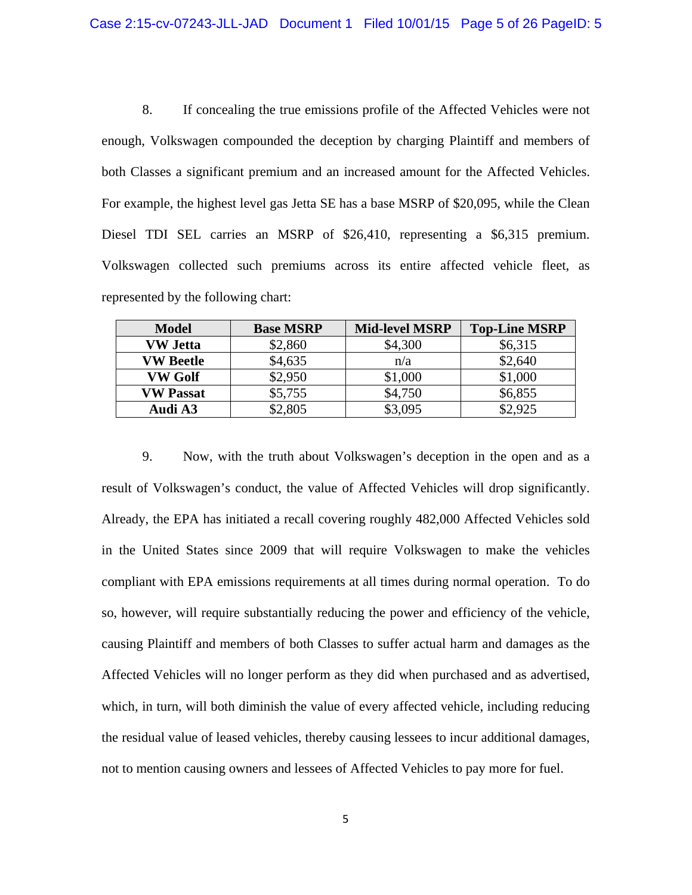8. If concealing the true emissions profile of the Affected Vehicles were not enough, Volkswagen compounded the deception by charging Plaintiff and members of both Classes a significant premium and an increased amount for the Affected Vehicles. For example, the highest level gas Jetta SE has a base MSRP of $20,095, while the Clean Diesel TDI SEL carries an MSRP of $26,410, representing a $6,315 premium. Volkswagen collected such premiums across its entire affected vehicle fleet, as represented by the following chart:

| Model | Base MSRP | Mid-level MSRP | Top-Line MSRP |
|---|---|---|---|
| **VW Jetta** | $2,860 | $4,300 | $6,315 |
| **VW Beetle** | $4,635 | n/a | $2,640 |
| **VW Golf** | $2,950 | $1,000 | $1,000 |
| **VW Passat** | $5,755 | $4,750 | $6,855 |
| **Audi A3** | $2,805 | $3,095 | $2,925 |

9. Now, with the truth about Volkswagen's deception in the open and as a result of Volkswagen's conduct, the value of Affected Vehicles will drop significantly. Already, the EPA has initiated a recall covering roughly 482,000 Affected Vehicles sold in the United States since 2009 that will require Volkswagen to make the vehicles compliant with EPA emissions requirements at all times during normal operation. To do so, however, will require substantially reducing the power and efficiency of the vehicle, causing Plaintiff and members of both Classes to suffer actual harm and damages as the Affected Vehicles will no longer perform as they did when purchased and as advertised, which, in turn, will both diminish the value of every affected vehicle, including reducing the residual value of leased vehicles, thereby causing lessees to incur additional damages, not to mention causing owners and lessees of Affected Vehicles to pay more for fuel.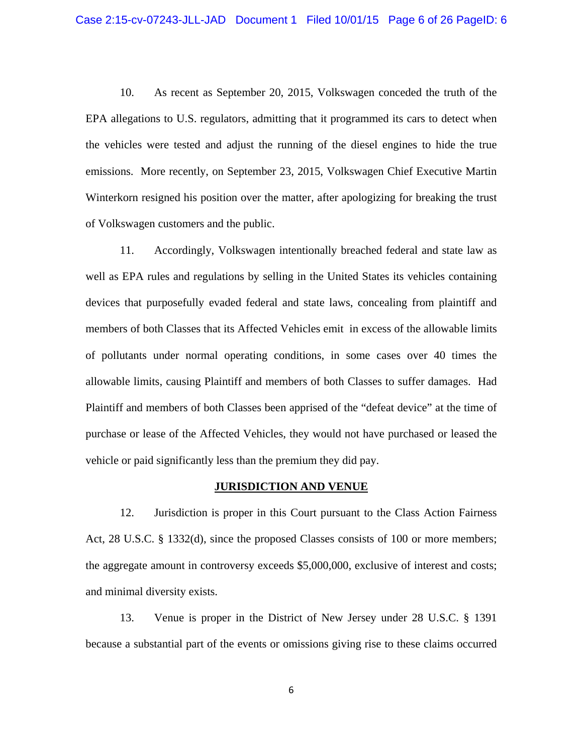10. As recent as September 20, 2015, Volkswagen conceded the truth of the EPA allegations to U.S. regulators, admitting that it programmed its cars to detect when the vehicles were tested and adjust the running of the diesel engines to hide the true emissions. More recently, on September 23, 2015, Volkswagen Chief Executive Martin Winterkorn resigned his position over the matter, after apologizing for breaking the trust of Volkswagen customers and the public.

11. Accordingly, Volkswagen intentionally breached federal and state law as well as EPA rules and regulations by selling in the United States its vehicles containing devices that purposefully evaded federal and state laws, concealing from plaintiff and members of both Classes that its Affected Vehicles emit in excess of the allowable limits of pollutants under normal operating conditions, in some cases over 40 times the allowable limits, causing Plaintiff and members of both Classes to suffer damages. Had Plaintiff and members of both Classes been apprised of the "defeat device" at the time of purchase or lease of the Affected Vehicles, they would not have purchased or leased the vehicle or paid significantly less than the premium they did pay.

## JURISDICTION AND VENUE

12. Jurisdiction is proper in this Court pursuant to the Class Action Fairness Act, 28 U.S.C. § 1332(d), since the proposed Classes consists of 100 or more members; the aggregate amount in controversy exceeds $5,000,000, exclusive of interest and costs; and minimal diversity exists.

13. Venue is proper in the District of New Jersey under 28 U.S.C. § 1391 because a substantial part of the events or omissions giving rise to these claims occurred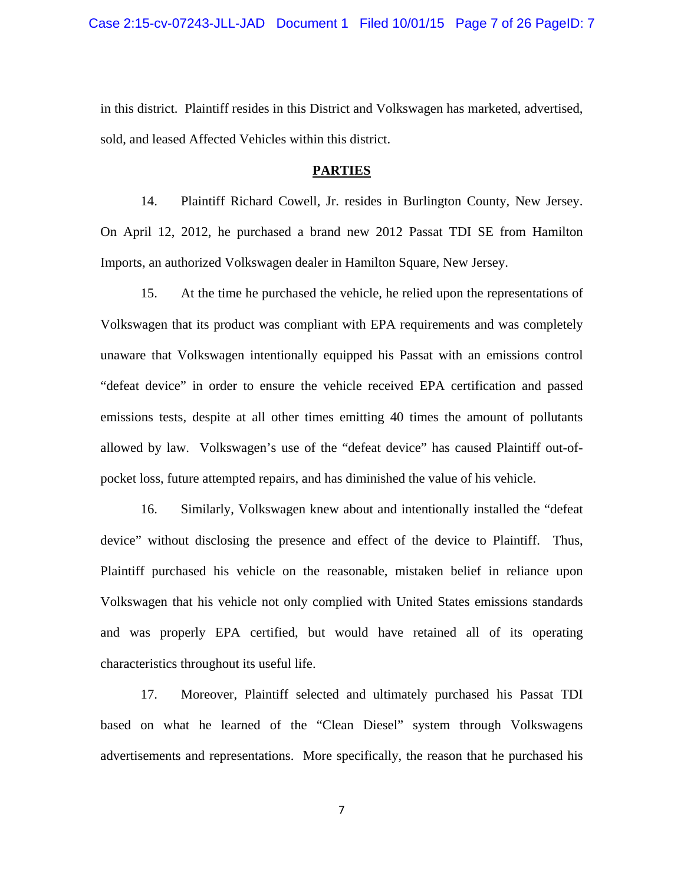in this district. Plaintiff resides in this District and Volkswagen has marketed, advertised, sold, and leased Affected Vehicles within this district.

## PARTIES

14. Plaintiff Richard Cowell, Jr. resides in Burlington County, New Jersey. On April 12, 2012, he purchased a brand new 2012 Passat TDI SE from Hamilton Imports, an authorized Volkswagen dealer in Hamilton Square, New Jersey.

15. At the time he purchased the vehicle, he relied upon the representations of Volkswagen that its product was compliant with EPA requirements and was completely unaware that Volkswagen intentionally equipped his Passat with an emissions control "defeat device" in order to ensure the vehicle received EPA certification and passed emissions tests, despite at all other times emitting 40 times the amount of pollutants allowed by law. Volkswagen's use of the "defeat device" has caused Plaintiff out-of-pocket loss, future attempted repairs, and has diminished the value of his vehicle.

16. Similarly, Volkswagen knew about and intentionally installed the "defeat device" without disclosing the presence and effect of the device to Plaintiff. Thus, Plaintiff purchased his vehicle on the reasonable, mistaken belief in reliance upon Volkswagen that his vehicle not only complied with United States emissions standards and was properly EPA certified, but would have retained all of its operating characteristics throughout its useful life.

17. Moreover, Plaintiff selected and ultimately purchased his Passat TDI based on what he learned of the "Clean Diesel" system through Volkswagens advertisements and representations. More specifically, the reason that he purchased his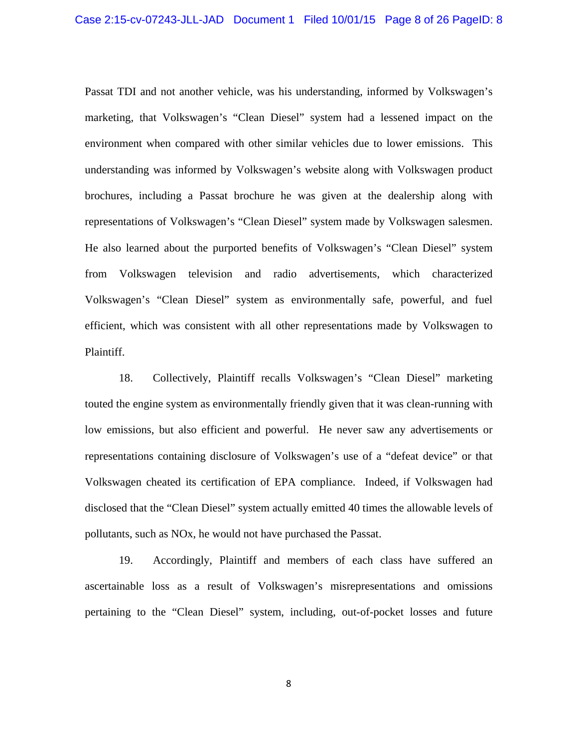Passat TDI and not another vehicle, was his understanding, informed by Volkswagen's marketing, that Volkswagen's "Clean Diesel" system had a lessened impact on the environment when compared with other similar vehicles due to lower emissions. This understanding was informed by Volkswagen's website along with Volkswagen product brochures, including a Passat brochure he was given at the dealership along with representations of Volkswagen's "Clean Diesel" system made by Volkswagen salesmen. He also learned about the purported benefits of Volkswagen's "Clean Diesel" system from Volkswagen television and radio advertisements, which characterized Volkswagen's "Clean Diesel" system as environmentally safe, powerful, and fuel efficient, which was consistent with all other representations made by Volkswagen to Plaintiff.

18. Collectively, Plaintiff recalls Volkswagen's "Clean Diesel" marketing touted the engine system as environmentally friendly given that it was clean-running with low emissions, but also efficient and powerful. He never saw any advertisements or representations containing disclosure of Volkswagen's use of a "defeat device" or that Volkswagen cheated its certification of EPA compliance. Indeed, if Volkswagen had disclosed that the "Clean Diesel" system actually emitted 40 times the allowable levels of pollutants, such as NOx, he would not have purchased the Passat.

19. Accordingly, Plaintiff and members of each class have suffered an ascertainable loss as a result of Volkswagen's misrepresentations and omissions pertaining to the "Clean Diesel" system, including, out-of-pocket losses and future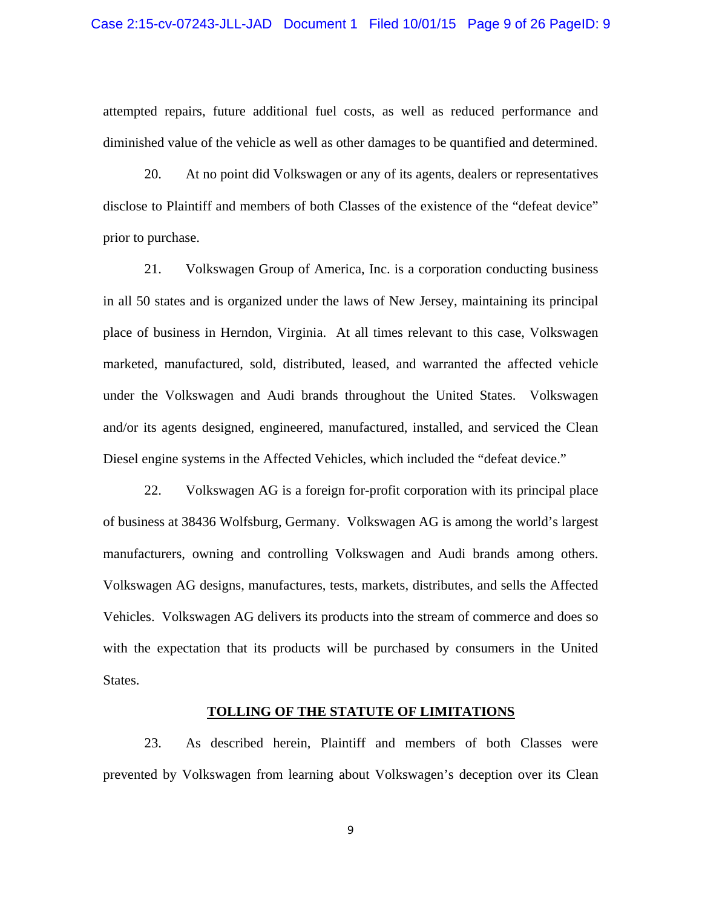attempted repairs, future additional fuel costs, as well as reduced performance and diminished value of the vehicle as well as other damages to be quantified and determined.

20. At no point did Volkswagen or any of its agents, dealers or representatives disclose to Plaintiff and members of both Classes of the existence of the "defeat device" prior to purchase.

21. Volkswagen Group of America, Inc. is a corporation conducting business in all 50 states and is organized under the laws of New Jersey, maintaining its principal place of business in Herndon, Virginia. At all times relevant to this case, Volkswagen marketed, manufactured, sold, distributed, leased, and warranted the affected vehicle under the Volkswagen and Audi brands throughout the United States. Volkswagen and/or its agents designed, engineered, manufactured, installed, and serviced the Clean Diesel engine systems in the Affected Vehicles, which included the "defeat device."

22. Volkswagen AG is a foreign for-profit corporation with its principal place of business at 38436 Wolfsburg, Germany. Volkswagen AG is among the world's largest manufacturers, owning and controlling Volkswagen and Audi brands among others. Volkswagen AG designs, manufactures, tests, markets, distributes, and sells the Affected Vehicles. Volkswagen AG delivers its products into the stream of commerce and does so with the expectation that its products will be purchased by consumers in the United States.

## TOLLING OF THE STATUTE OF LIMITATIONS

23. As described herein, Plaintiff and members of both Classes were prevented by Volkswagen from learning about Volkswagen's deception over its Clean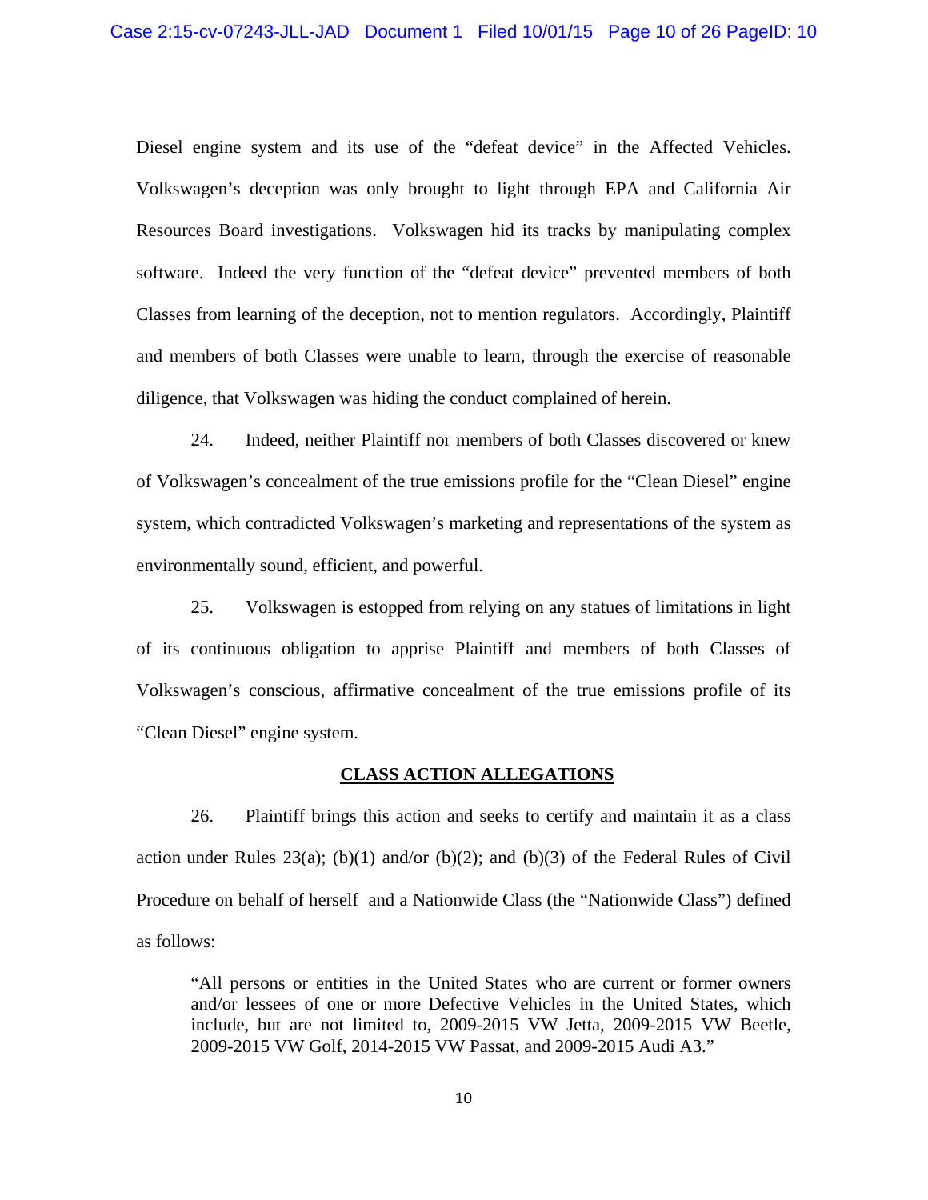Diesel engine system and its use of the "defeat device" in the Affected Vehicles. Volkswagen's deception was only brought to light through EPA and California Air Resources Board investigations. Volkswagen hid its tracks by manipulating complex software. Indeed the very function of the "defeat device" prevented members of both Classes from learning of the deception, not to mention regulators. Accordingly, Plaintiff and members of both Classes were unable to learn, through the exercise of reasonable diligence, that Volkswagen was hiding the conduct complained of herein.

24. Indeed, neither Plaintiff nor members of both Classes discovered or knew of Volkswagen's concealment of the true emissions profile for the "Clean Diesel" engine system, which contradicted Volkswagen's marketing and representations of the system as environmentally sound, efficient, and powerful.

25. Volkswagen is estopped from relying on any statues of limitations in light of its continuous obligation to apprise Plaintiff and members of both Classes of Volkswagen's conscious, affirmative concealment of the true emissions profile of its "Clean Diesel" engine system.

## CLASS ACTION ALLEGATIONS

26. Plaintiff brings this action and seeks to certify and maintain it as a class action under Rules 23(a); (b)(1) and/or (b)(2); and (b)(3) of the Federal Rules of Civil Procedure on behalf of herself and a Nationwide Class (the "Nationwide Class") defined as follows:

> "All persons or entities in the United States who are current or former owners and/or lessees of one or more Defective Vehicles in the United States, which include, but are not limited to, 2009-2015 VW Jetta, 2009-2015 VW Beetle, 2009-2015 VW Golf, 2014-2015 VW Passat, and 2009-2015 Audi A3."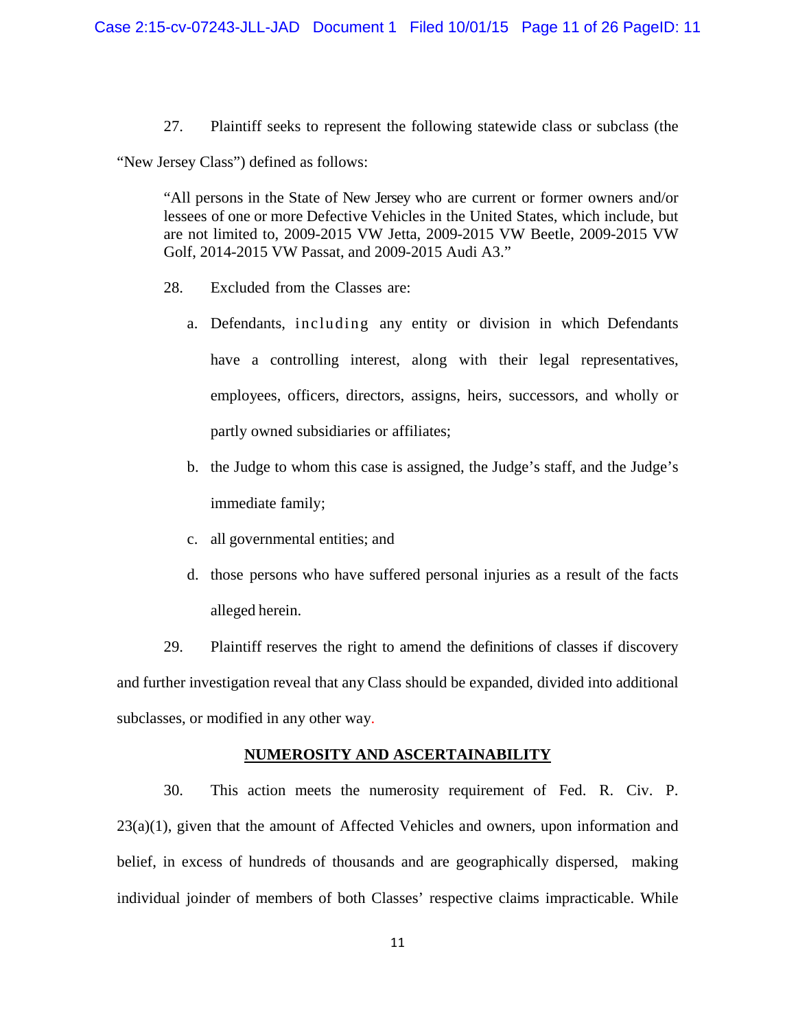27. Plaintiff seeks to represent the following statewide class or subclass (the "New Jersey Class") defined as follows:

> "All persons in the State of New Jersey who are current or former owners and/or lessees of one or more Defective Vehicles in the United States, which include, but are not limited to, 2009-2015 VW Jetta, 2009-2015 VW Beetle, 2009-2015 VW Golf, 2014-2015 VW Passat, and 2009-2015 Audi A3."

28. Excluded from the Classes are:

a. Defendants, including any entity or division in which Defendants have a controlling interest, along with their legal representatives, employees, officers, directors, assigns, heirs, successors, and wholly or partly owned subsidiaries or affiliates;

b. the Judge to whom this case is assigned, the Judge's staff, and the Judge's immediate family;

c. all governmental entities; and

d. those persons who have suffered personal injuries as a result of the facts alleged herein.

29. Plaintiff reserves the right to amend the definitions of classes if discovery and further investigation reveal that any Class should be expanded, divided into additional subclasses, or modified in any other way.

**NUMEROSITY AND ASCERTAINABILITY**

30. This action meets the numerosity requirement of Fed. R. Civ. P. 23(a)(1), given that the amount of Affected Vehicles and owners, upon information and belief, in excess of hundreds of thousands and are geographically dispersed, making individual joinder of members of both Classes' respective claims impracticable. While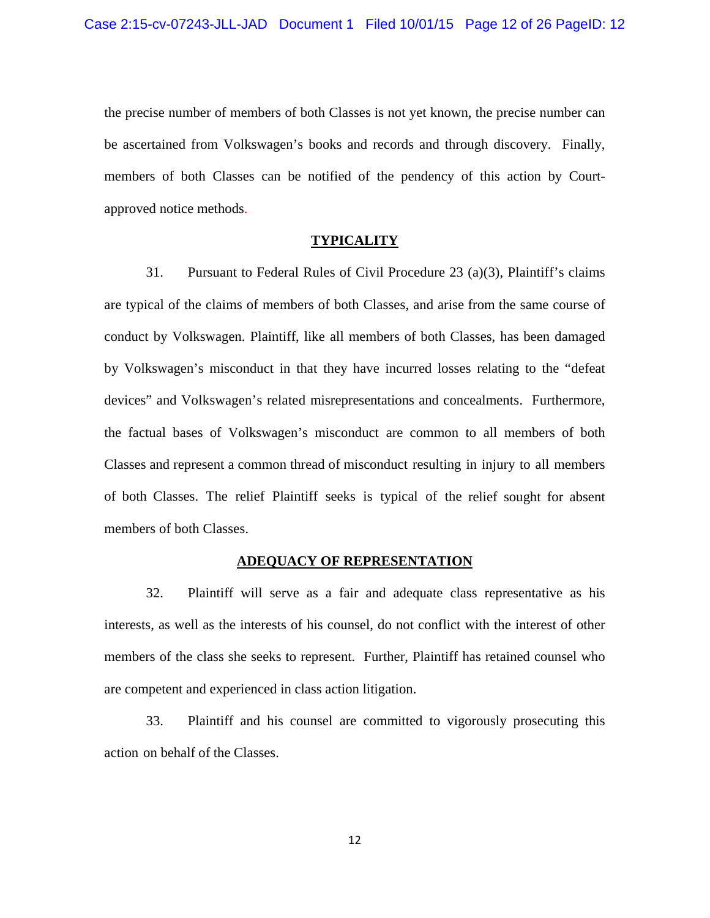the precise number of members of both Classes is not yet known, the precise number can be ascertained from Volkswagen's books and records and through discovery. Finally, members of both Classes can be notified of the pendency of this action by Court-approved notice methods.

## TYPICALITY

31. Pursuant to Federal Rules of Civil Procedure 23 (a)(3), Plaintiff's claims are typical of the claims of members of both Classes, and arise from the same course of conduct by Volkswagen. Plaintiff, like all members of both Classes, has been damaged by Volkswagen's misconduct in that they have incurred losses relating to the "defeat devices" and Volkswagen's related misrepresentations and concealments. Furthermore, the factual bases of Volkswagen's misconduct are common to all members of both Classes and represent a common thread of misconduct resulting in injury to all members of both Classes. The relief Plaintiff seeks is typical of the relief sought for absent members of both Classes.

## ADEQUACY OF REPRESENTATION

32. Plaintiff will serve as a fair and adequate class representative as his interests, as well as the interests of his counsel, do not conflict with the interest of other members of the class she seeks to represent. Further, Plaintiff has retained counsel who are competent and experienced in class action litigation.

33. Plaintiff and his counsel are committed to vigorously prosecuting this action on behalf of the Classes.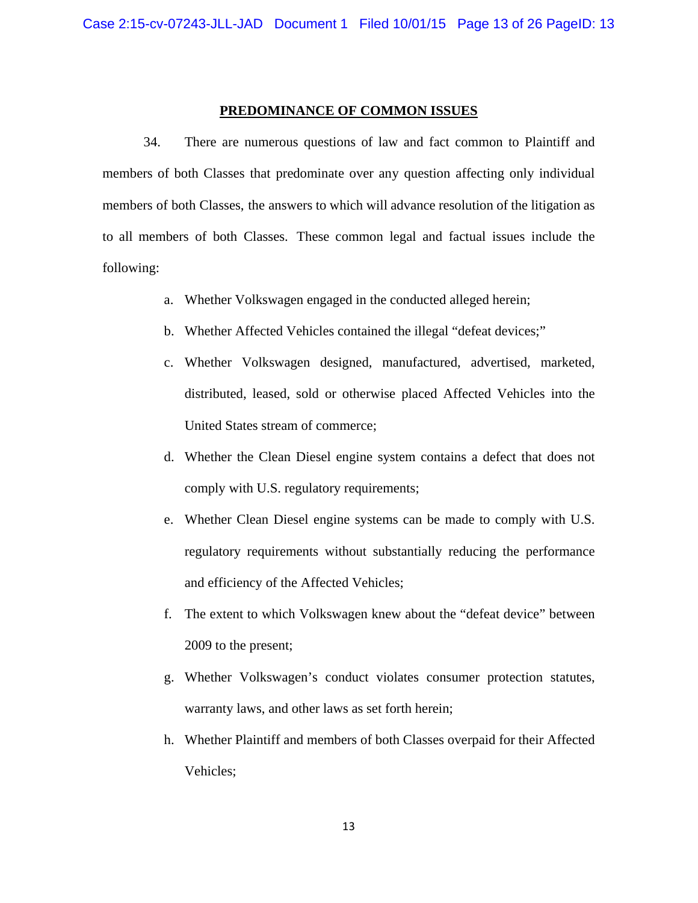## PREDOMINANCE OF COMMON ISSUES

34. There are numerous questions of law and fact common to Plaintiff and members of both Classes that predominate over any question affecting only individual members of both Classes, the answers to which will advance resolution of the litigation as to all members of both Classes. These common legal and factual issues include the following:

a. Whether Volkswagen engaged in the conducted alleged herein;

b. Whether Affected Vehicles contained the illegal "defeat devices;"

c. Whether Volkswagen designed, manufactured, advertised, marketed, distributed, leased, sold or otherwise placed Affected Vehicles into the United States stream of commerce;

d. Whether the Clean Diesel engine system contains a defect that does not comply with U.S. regulatory requirements;

e. Whether Clean Diesel engine systems can be made to comply with U.S. regulatory requirements without substantially reducing the performance and efficiency of the Affected Vehicles;

f. The extent to which Volkswagen knew about the "defeat device" between 2009 to the present;

g. Whether Volkswagen's conduct violates consumer protection statutes, warranty laws, and other laws as set forth herein;

h. Whether Plaintiff and members of both Classes overpaid for their Affected Vehicles;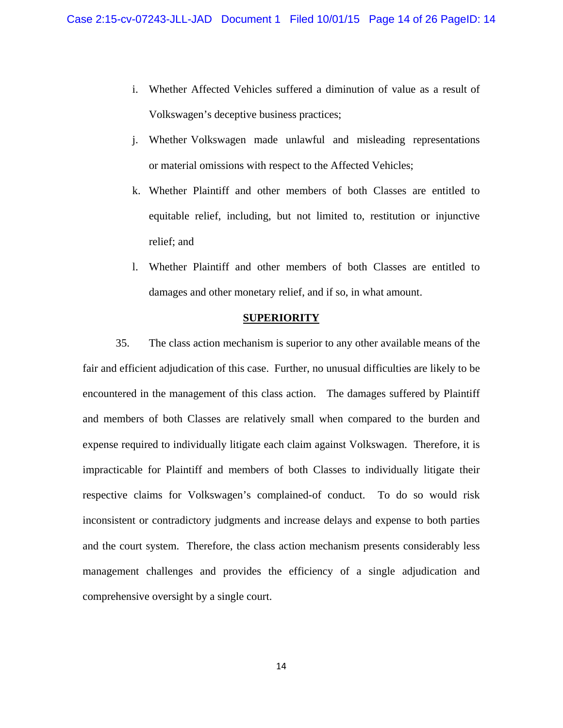i. Whether Affected Vehicles suffered a diminution of value as a result of Volkswagen's deceptive business practices;

j. Whether Volkswagen made unlawful and misleading representations or material omissions with respect to the Affected Vehicles;

k. Whether Plaintiff and other members of both Classes are entitled to equitable relief, including, but not limited to, restitution or injunctive relief; and

l. Whether Plaintiff and other members of both Classes are entitled to damages and other monetary relief, and if so, in what amount.

**SUPERIORITY**

35. The class action mechanism is superior to any other available means of the fair and efficient adjudication of this case. Further, no unusual difficulties are likely to be encountered in the management of this class action. The damages suffered by Plaintiff and members of both Classes are relatively small when compared to the burden and expense required to individually litigate each claim against Volkswagen. Therefore, it is impracticable for Plaintiff and members of both Classes to individually litigate their respective claims for Volkswagen's complained-of conduct. To do so would risk inconsistent or contradictory judgments and increase delays and expense to both parties and the court system. Therefore, the class action mechanism presents considerably less management challenges and provides the efficiency of a single adjudication and comprehensive oversight by a single court.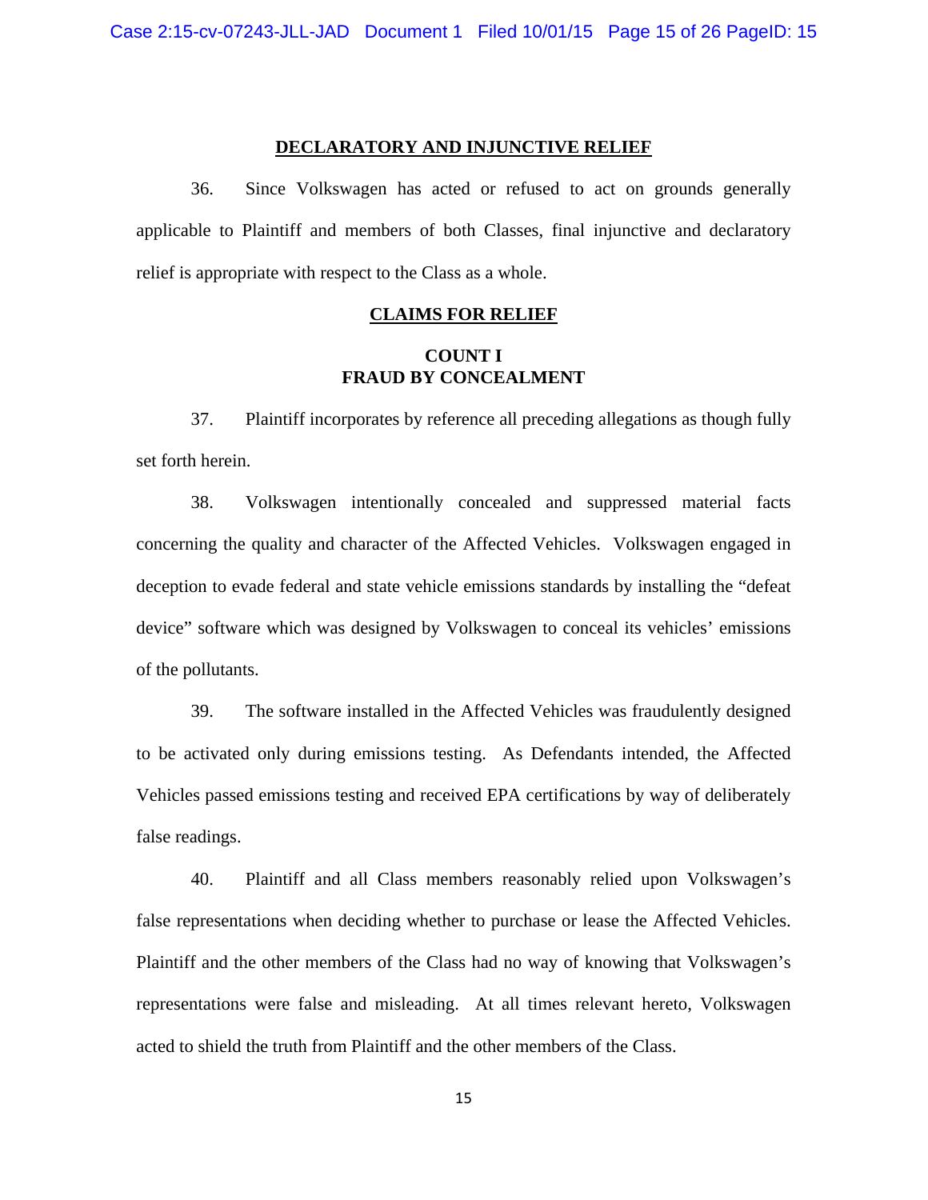## DECLARATORY AND INJUNCTIVE RELIEF

36. Since Volkswagen has acted or refused to act on grounds generally applicable to Plaintiff and members of both Classes, final injunctive and declaratory relief is appropriate with respect to the Class as a whole.

## CLAIMS FOR RELIEF

### COUNT I
### FRAUD BY CONCEALMENT

37. Plaintiff incorporates by reference all preceding allegations as though fully set forth herein.

38. Volkswagen intentionally concealed and suppressed material facts concerning the quality and character of the Affected Vehicles. Volkswagen engaged in deception to evade federal and state vehicle emissions standards by installing the "defeat device" software which was designed by Volkswagen to conceal its vehicles' emissions of the pollutants.

39. The software installed in the Affected Vehicles was fraudulently designed to be activated only during emissions testing. As Defendants intended, the Affected Vehicles passed emissions testing and received EPA certifications by way of deliberately false readings.

40. Plaintiff and all Class members reasonably relied upon Volkswagen's false representations when deciding whether to purchase or lease the Affected Vehicles. Plaintiff and the other members of the Class had no way of knowing that Volkswagen's representations were false and misleading. At all times relevant hereto, Volkswagen acted to shield the truth from Plaintiff and the other members of the Class.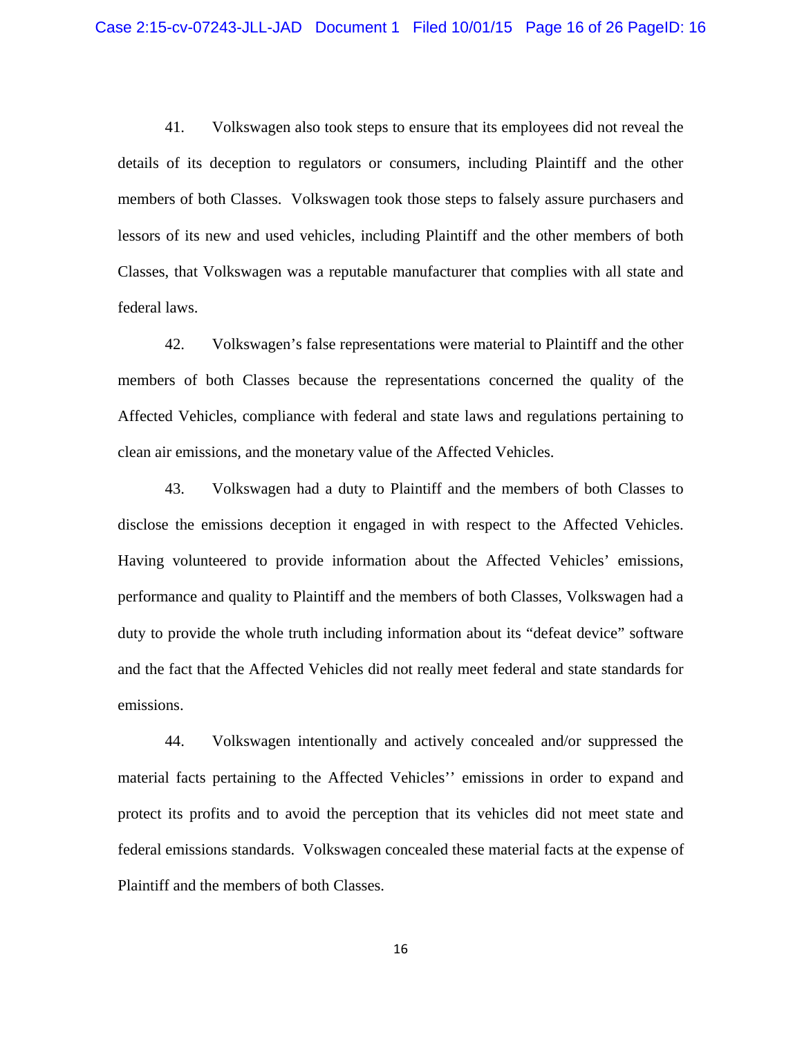41. Volkswagen also took steps to ensure that its employees did not reveal the details of its deception to regulators or consumers, including Plaintiff and the other members of both Classes. Volkswagen took those steps to falsely assure purchasers and lessors of its new and used vehicles, including Plaintiff and the other members of both Classes, that Volkswagen was a reputable manufacturer that complies with all state and federal laws.

42. Volkswagen's false representations were material to Plaintiff and the other members of both Classes because the representations concerned the quality of the Affected Vehicles, compliance with federal and state laws and regulations pertaining to clean air emissions, and the monetary value of the Affected Vehicles.

43. Volkswagen had a duty to Plaintiff and the members of both Classes to disclose the emissions deception it engaged in with respect to the Affected Vehicles. Having volunteered to provide information about the Affected Vehicles' emissions, performance and quality to Plaintiff and the members of both Classes, Volkswagen had a duty to provide the whole truth including information about its "defeat device" software and the fact that the Affected Vehicles did not really meet federal and state standards for emissions.

44. Volkswagen intentionally and actively concealed and/or suppressed the material facts pertaining to the Affected Vehicles'' emissions in order to expand and protect its profits and to avoid the perception that its vehicles did not meet state and federal emissions standards. Volkswagen concealed these material facts at the expense of Plaintiff and the members of both Classes.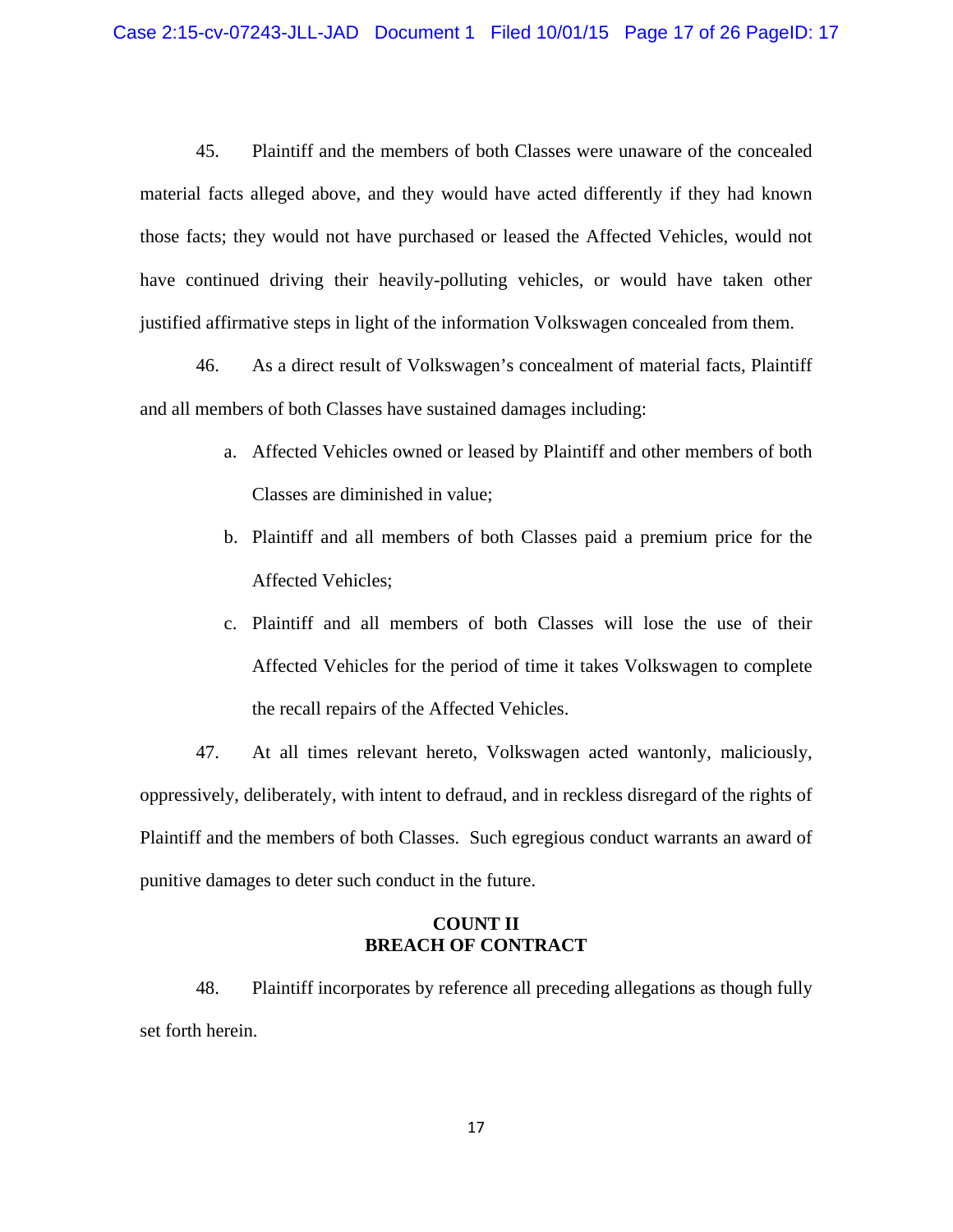45. Plaintiff and the members of both Classes were unaware of the concealed material facts alleged above, and they would have acted differently if they had known those facts; they would not have purchased or leased the Affected Vehicles, would not have continued driving their heavily-polluting vehicles, or would have taken other justified affirmative steps in light of the information Volkswagen concealed from them.

46. As a direct result of Volkswagen's concealment of material facts, Plaintiff and all members of both Classes have sustained damages including:

a. Affected Vehicles owned or leased by Plaintiff and other members of both Classes are diminished in value;

b. Plaintiff and all members of both Classes paid a premium price for the Affected Vehicles;

c. Plaintiff and all members of both Classes will lose the use of their Affected Vehicles for the period of time it takes Volkswagen to complete the recall repairs of the Affected Vehicles.

47. At all times relevant hereto, Volkswagen acted wantonly, maliciously, oppressively, deliberately, with intent to defraud, and in reckless disregard of the rights of Plaintiff and the members of both Classes. Such egregious conduct warrants an award of punitive damages to deter such conduct in the future.

## COUNT II
## BREACH OF CONTRACT

48. Plaintiff incorporates by reference all preceding allegations as though fully set forth herein.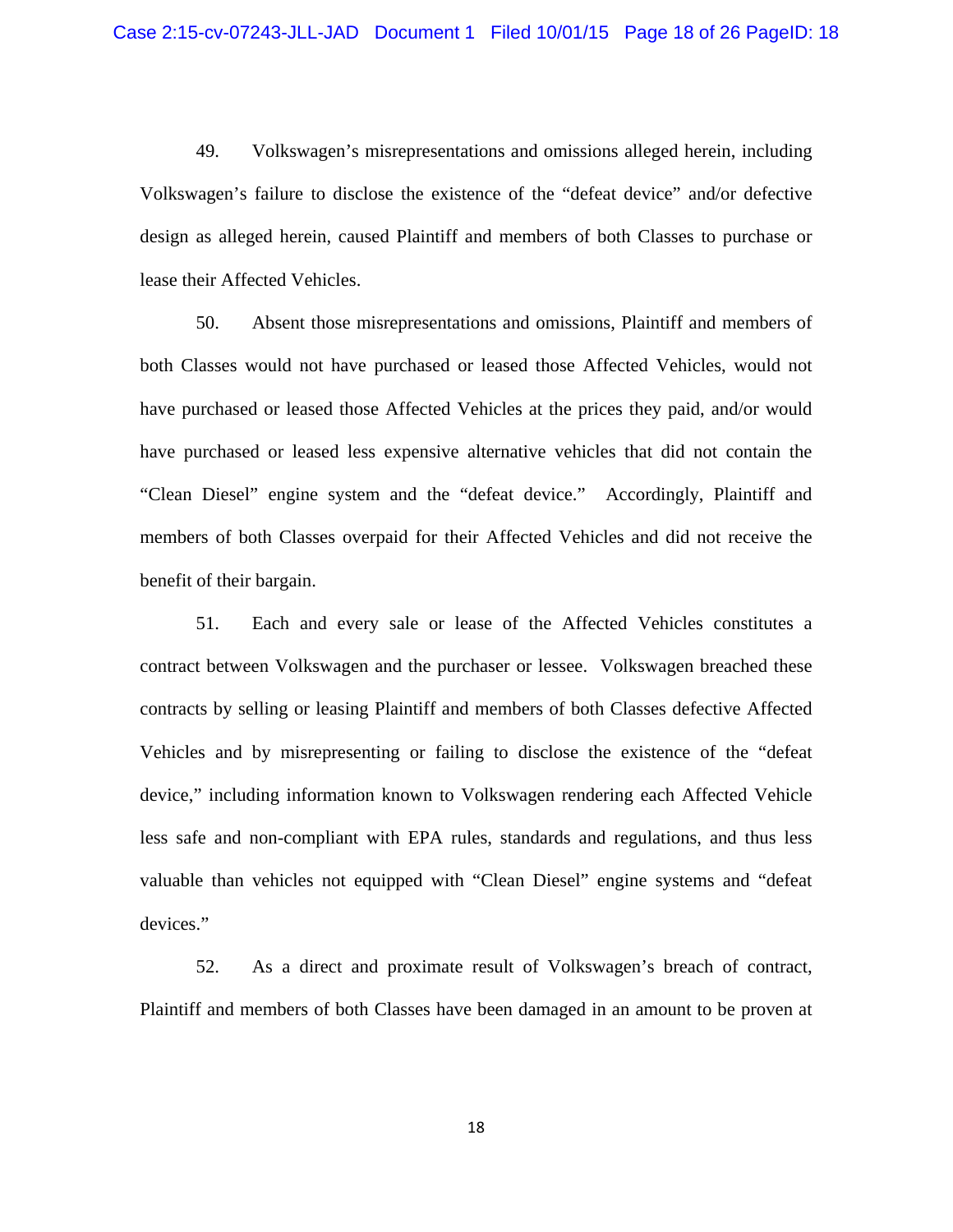49. Volkswagen's misrepresentations and omissions alleged herein, including Volkswagen's failure to disclose the existence of the "defeat device" and/or defective design as alleged herein, caused Plaintiff and members of both Classes to purchase or lease their Affected Vehicles.

50. Absent those misrepresentations and omissions, Plaintiff and members of both Classes would not have purchased or leased those Affected Vehicles, would not have purchased or leased those Affected Vehicles at the prices they paid, and/or would have purchased or leased less expensive alternative vehicles that did not contain the "Clean Diesel" engine system and the "defeat device." Accordingly, Plaintiff and members of both Classes overpaid for their Affected Vehicles and did not receive the benefit of their bargain.

51. Each and every sale or lease of the Affected Vehicles constitutes a contract between Volkswagen and the purchaser or lessee. Volkswagen breached these contracts by selling or leasing Plaintiff and members of both Classes defective Affected Vehicles and by misrepresenting or failing to disclose the existence of the "defeat device," including information known to Volkswagen rendering each Affected Vehicle less safe and non-compliant with EPA rules, standards and regulations, and thus less valuable than vehicles not equipped with "Clean Diesel" engine systems and "defeat devices."

52. As a direct and proximate result of Volkswagen's breach of contract, Plaintiff and members of both Classes have been damaged in an amount to be proven at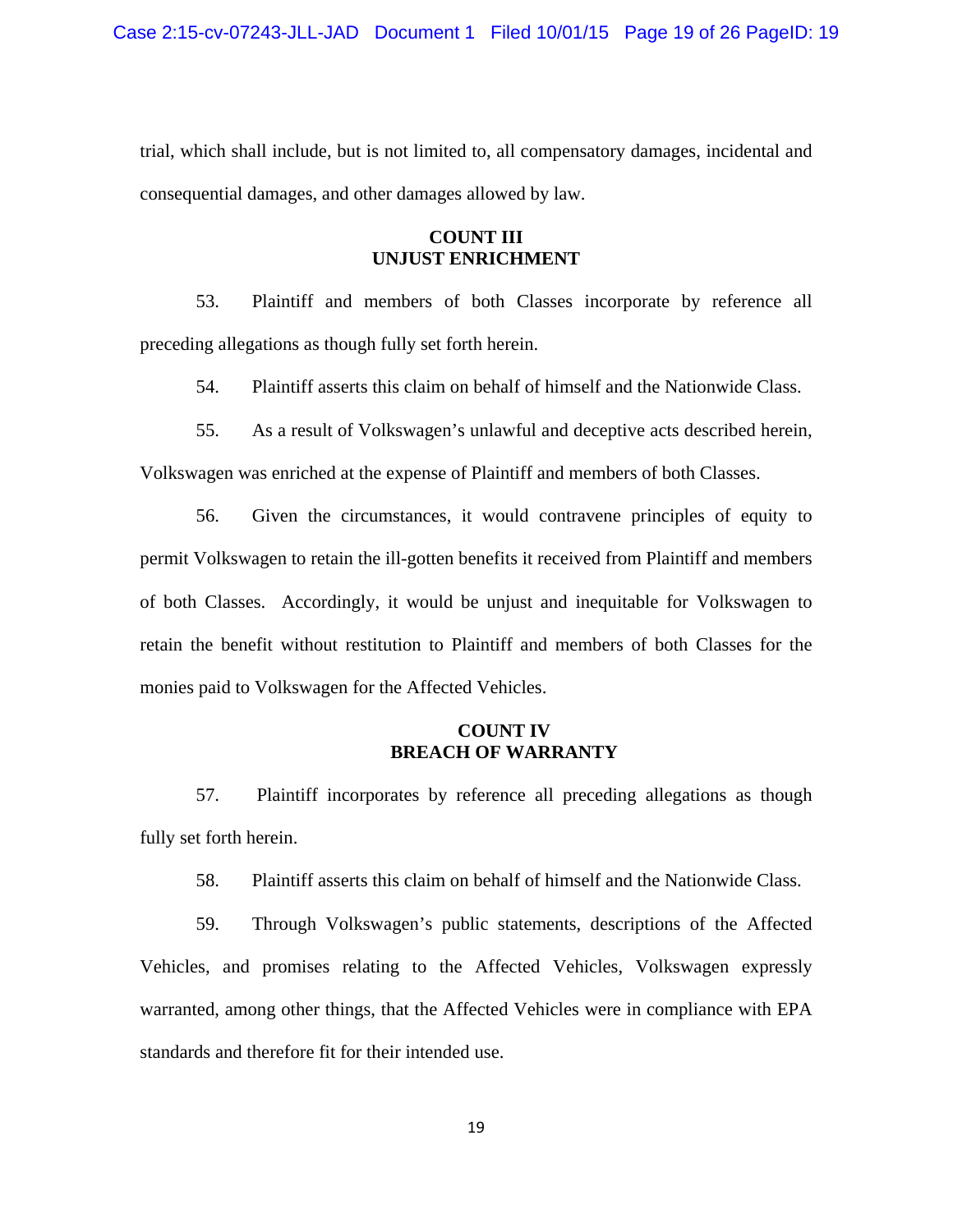trial, which shall include, but is not limited to, all compensatory damages, incidental and consequential damages, and other damages allowed by law.

**COUNT III**
**UNJUST ENRICHMENT**

53. Plaintiff and members of both Classes incorporate by reference all preceding allegations as though fully set forth herein.

54. Plaintiff asserts this claim on behalf of himself and the Nationwide Class.

55. As a result of Volkswagen's unlawful and deceptive acts described herein, Volkswagen was enriched at the expense of Plaintiff and members of both Classes.

56. Given the circumstances, it would contravene principles of equity to permit Volkswagen to retain the ill-gotten benefits it received from Plaintiff and members of both Classes. Accordingly, it would be unjust and inequitable for Volkswagen to retain the benefit without restitution to Plaintiff and members of both Classes for the monies paid to Volkswagen for the Affected Vehicles.

**COUNT IV**
**BREACH OF WARRANTY**

57. Plaintiff incorporates by reference all preceding allegations as though fully set forth herein.

58. Plaintiff asserts this claim on behalf of himself and the Nationwide Class.

59. Through Volkswagen's public statements, descriptions of the Affected Vehicles, and promises relating to the Affected Vehicles, Volkswagen expressly warranted, among other things, that the Affected Vehicles were in compliance with EPA standards and therefore fit for their intended use.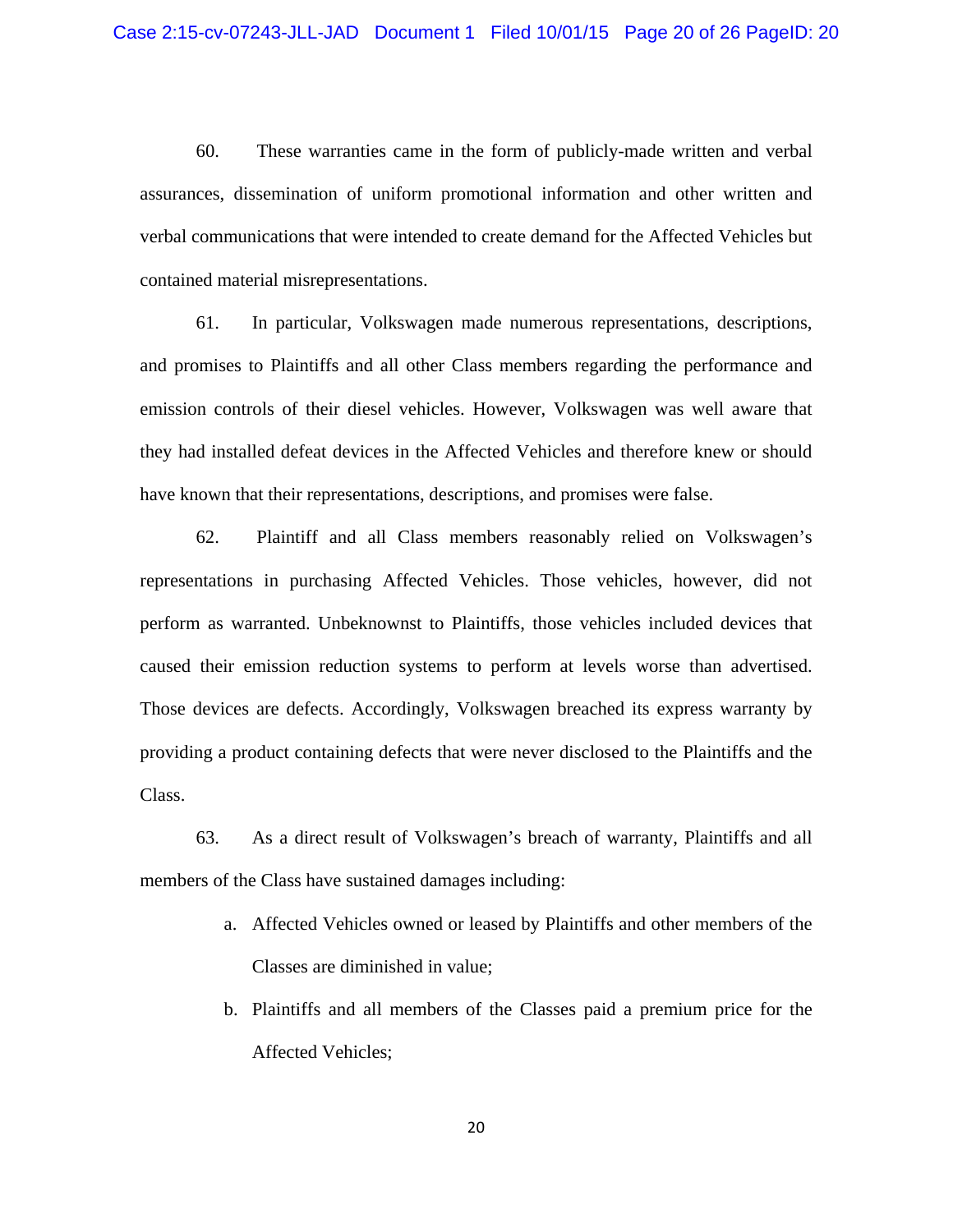60. These warranties came in the form of publicly-made written and verbal assurances, dissemination of uniform promotional information and other written and verbal communications that were intended to create demand for the Affected Vehicles but contained material misrepresentations.

61. In particular, Volkswagen made numerous representations, descriptions, and promises to Plaintiffs and all other Class members regarding the performance and emission controls of their diesel vehicles. However, Volkswagen was well aware that they had installed defeat devices in the Affected Vehicles and therefore knew or should have known that their representations, descriptions, and promises were false.

62. Plaintiff and all Class members reasonably relied on Volkswagen's representations in purchasing Affected Vehicles. Those vehicles, however, did not perform as warranted. Unbeknownst to Plaintiffs, those vehicles included devices that caused their emission reduction systems to perform at levels worse than advertised. Those devices are defects. Accordingly, Volkswagen breached its express warranty by providing a product containing defects that were never disclosed to the Plaintiffs and the Class.

63. As a direct result of Volkswagen's breach of warranty, Plaintiffs and all members of the Class have sustained damages including:

a. Affected Vehicles owned or leased by Plaintiffs and other members of the Classes are diminished in value;

b. Plaintiffs and all members of the Classes paid a premium price for the Affected Vehicles;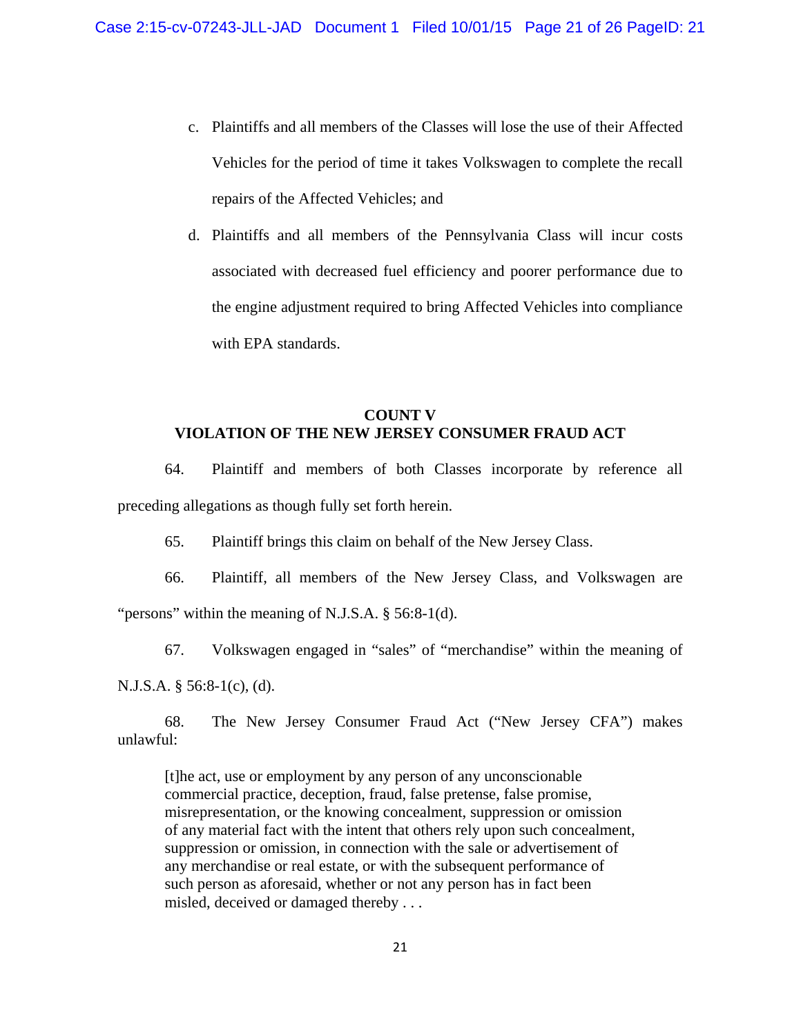c. Plaintiffs and all members of the Classes will lose the use of their Affected Vehicles for the period of time it takes Volkswagen to complete the recall repairs of the Affected Vehicles; and

d. Plaintiffs and all members of the Pennsylvania Class will incur costs associated with decreased fuel efficiency and poorer performance due to the engine adjustment required to bring Affected Vehicles into compliance with EPA standards.

## COUNT V
## VIOLATION OF THE NEW JERSEY CONSUMER FRAUD ACT

64. Plaintiff and members of both Classes incorporate by reference all preceding allegations as though fully set forth herein.

65. Plaintiff brings this claim on behalf of the New Jersey Class.

66. Plaintiff, all members of the New Jersey Class, and Volkswagen are "persons" within the meaning of N.J.S.A. § 56:8-1(d).

67. Volkswagen engaged in "sales" of "merchandise" within the meaning of N.J.S.A. § 56:8-1(c), (d).

68. The New Jersey Consumer Fraud Act ("New Jersey CFA") makes unlawful:

> [t]he act, use or employment by any person of any unconscionable commercial practice, deception, fraud, false pretense, false promise, misrepresentation, or the knowing concealment, suppression or omission of any material fact with the intent that others rely upon such concealment, suppression or omission, in connection with the sale or advertisement of any merchandise or real estate, or with the subsequent performance of such person as aforesaid, whether or not any person has in fact been misled, deceived or damaged thereby . . .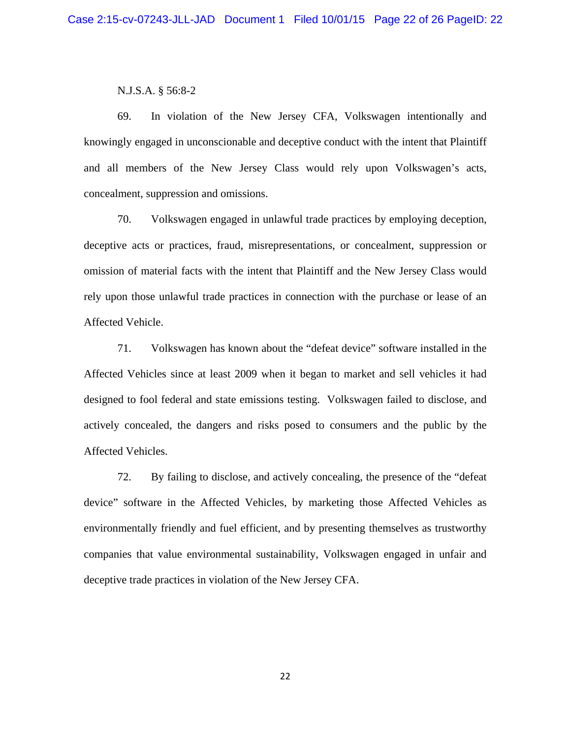N.J.S.A. § 56:8-2

69. In violation of the New Jersey CFA, Volkswagen intentionally and knowingly engaged in unconscionable and deceptive conduct with the intent that Plaintiff and all members of the New Jersey Class would rely upon Volkswagen's acts, concealment, suppression and omissions.

70. Volkswagen engaged in unlawful trade practices by employing deception, deceptive acts or practices, fraud, misrepresentations, or concealment, suppression or omission of material facts with the intent that Plaintiff and the New Jersey Class would rely upon those unlawful trade practices in connection with the purchase or lease of an Affected Vehicle.

71. Volkswagen has known about the "defeat device" software installed in the Affected Vehicles since at least 2009 when it began to market and sell vehicles it had designed to fool federal and state emissions testing. Volkswagen failed to disclose, and actively concealed, the dangers and risks posed to consumers and the public by the Affected Vehicles.

72. By failing to disclose, and actively concealing, the presence of the "defeat device" software in the Affected Vehicles, by marketing those Affected Vehicles as environmentally friendly and fuel efficient, and by presenting themselves as trustworthy companies that value environmental sustainability, Volkswagen engaged in unfair and deceptive trade practices in violation of the New Jersey CFA.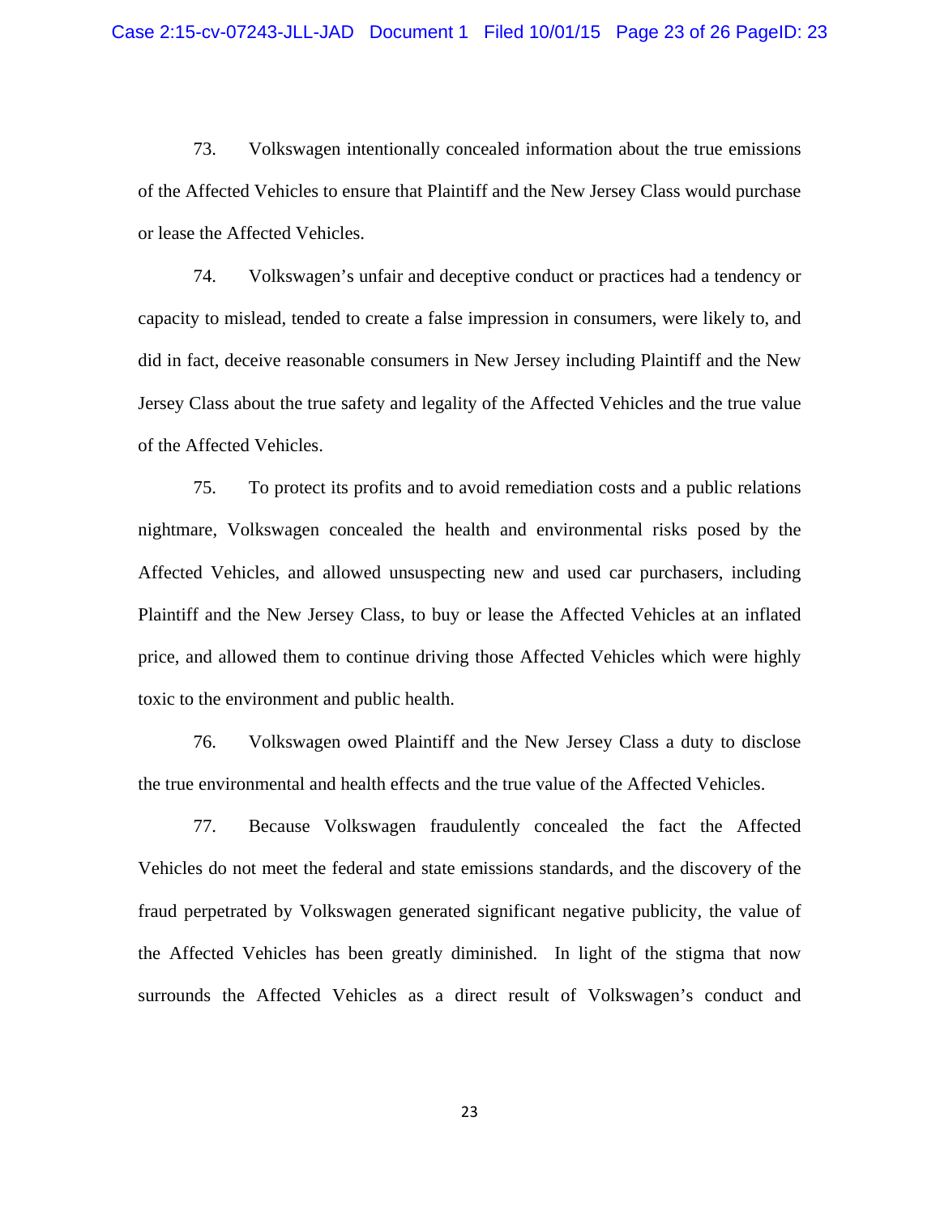73. Volkswagen intentionally concealed information about the true emissions of the Affected Vehicles to ensure that Plaintiff and the New Jersey Class would purchase or lease the Affected Vehicles.

74. Volkswagen's unfair and deceptive conduct or practices had a tendency or capacity to mislead, tended to create a false impression in consumers, were likely to, and did in fact, deceive reasonable consumers in New Jersey including Plaintiff and the New Jersey Class about the true safety and legality of the Affected Vehicles and the true value of the Affected Vehicles.

75. To protect its profits and to avoid remediation costs and a public relations nightmare, Volkswagen concealed the health and environmental risks posed by the Affected Vehicles, and allowed unsuspecting new and used car purchasers, including Plaintiff and the New Jersey Class, to buy or lease the Affected Vehicles at an inflated price, and allowed them to continue driving those Affected Vehicles which were highly toxic to the environment and public health.

76. Volkswagen owed Plaintiff and the New Jersey Class a duty to disclose the true environmental and health effects and the true value of the Affected Vehicles.

77. Because Volkswagen fraudulently concealed the fact the Affected Vehicles do not meet the federal and state emissions standards, and the discovery of the fraud perpetrated by Volkswagen generated significant negative publicity, the value of the Affected Vehicles has been greatly diminished. In light of the stigma that now surrounds the Affected Vehicles as a direct result of Volkswagen's conduct and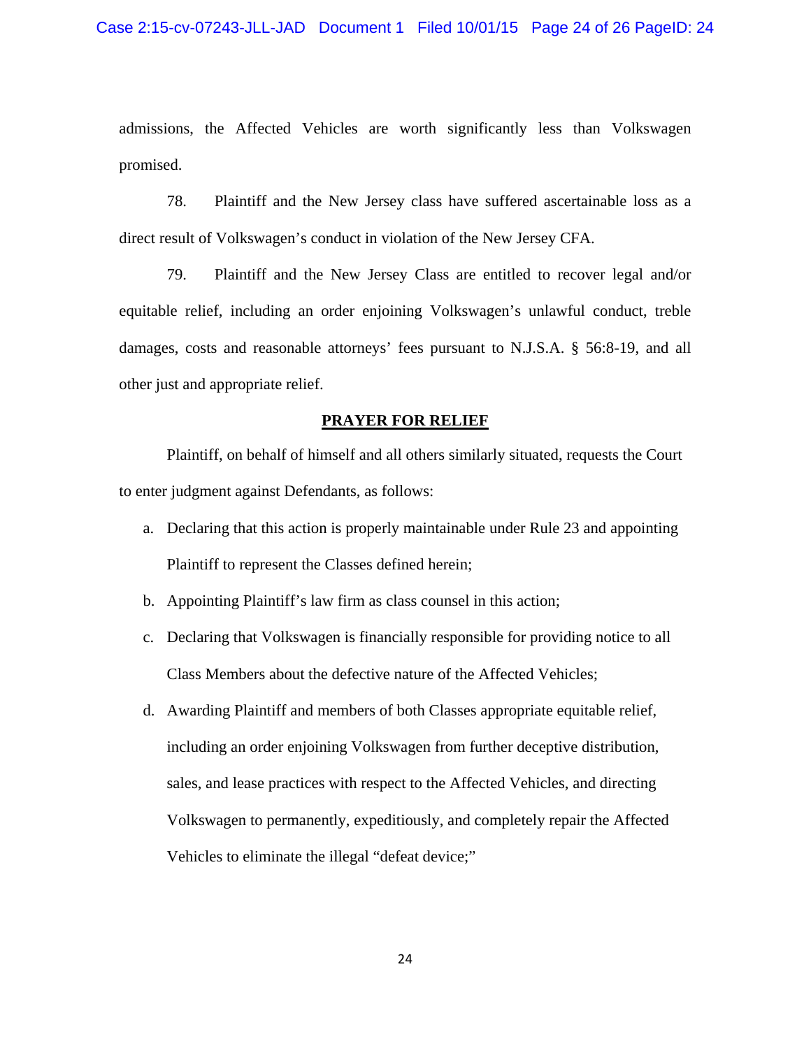admissions, the Affected Vehicles are worth significantly less than Volkswagen promised.

78. Plaintiff and the New Jersey class have suffered ascertainable loss as a direct result of Volkswagen's conduct in violation of the New Jersey CFA.

79. Plaintiff and the New Jersey Class are entitled to recover legal and/or equitable relief, including an order enjoining Volkswagen's unlawful conduct, treble damages, costs and reasonable attorneys' fees pursuant to N.J.S.A. § 56:8-19, and all other just and appropriate relief.

## PRAYER FOR RELIEF

Plaintiff, on behalf of himself and all others similarly situated, requests the Court to enter judgment against Defendants, as follows:

a. Declaring that this action is properly maintainable under Rule 23 and appointing Plaintiff to represent the Classes defined herein;

b. Appointing Plaintiff's law firm as class counsel in this action;

c. Declaring that Volkswagen is financially responsible for providing notice to all Class Members about the defective nature of the Affected Vehicles;

d. Awarding Plaintiff and members of both Classes appropriate equitable relief, including an order enjoining Volkswagen from further deceptive distribution, sales, and lease practices with respect to the Affected Vehicles, and directing Volkswagen to permanently, expeditiously, and completely repair the Affected Vehicles to eliminate the illegal "defeat device;"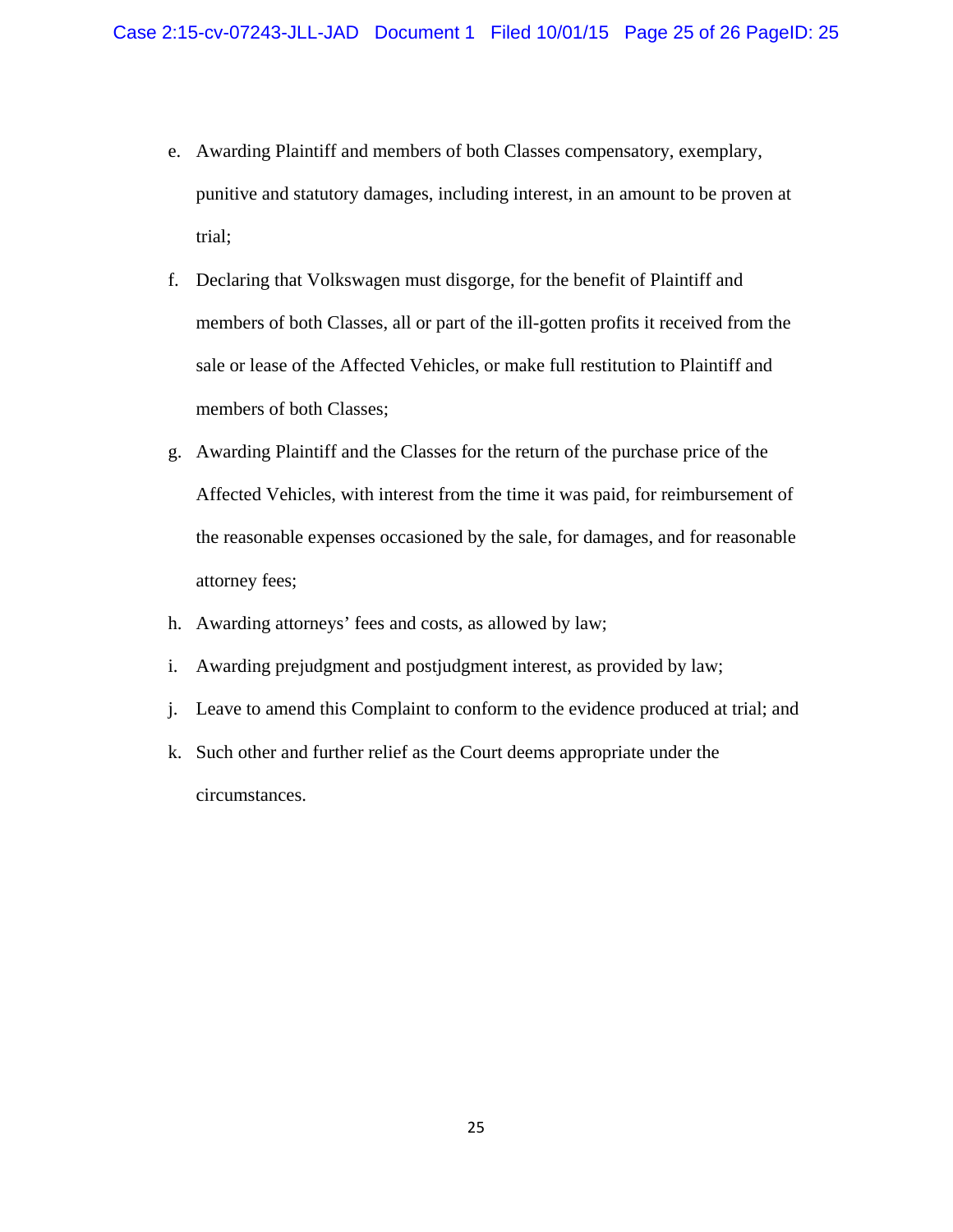e. Awarding Plaintiff and members of both Classes compensatory, exemplary, punitive and statutory damages, including interest, in an amount to be proven at trial;

f. Declaring that Volkswagen must disgorge, for the benefit of Plaintiff and members of both Classes, all or part of the ill-gotten profits it received from the sale or lease of the Affected Vehicles, or make full restitution to Plaintiff and members of both Classes;

g. Awarding Plaintiff and the Classes for the return of the purchase price of the Affected Vehicles, with interest from the time it was paid, for reimbursement of the reasonable expenses occasioned by the sale, for damages, and for reasonable attorney fees;

h. Awarding attorneys' fees and costs, as allowed by law;

i. Awarding prejudgment and postjudgment interest, as provided by law;

j. Leave to amend this Complaint to conform to the evidence produced at trial; and

k. Such other and further relief as the Court deems appropriate under the circumstances.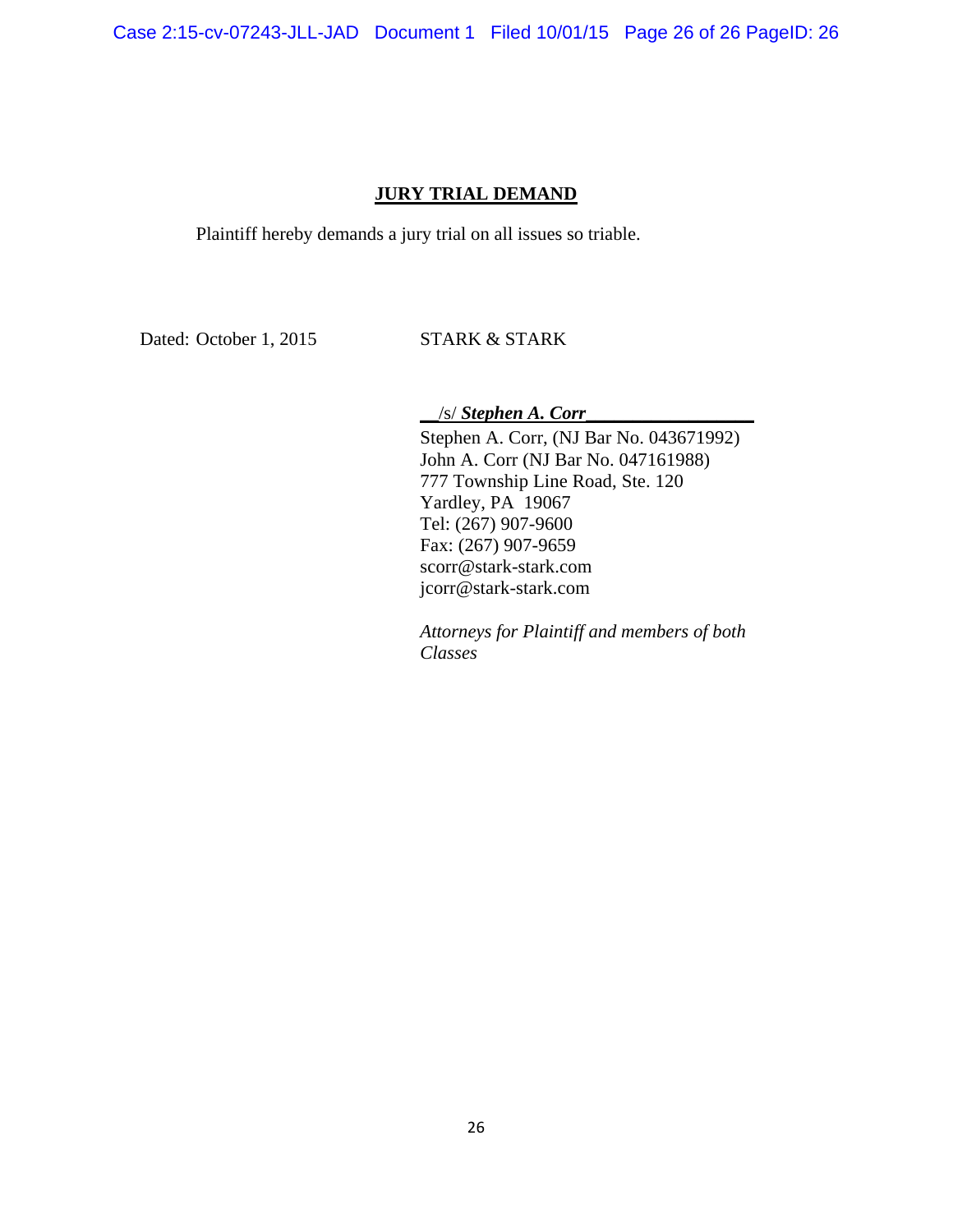## JURY TRIAL DEMAND

Plaintiff hereby demands a jury trial on all issues so triable.

Dated: October 1, 2015

STARK & STARK

/s/ ***Stephen A. Corr***

Stephen A. Corr, (NJ Bar No. 043671992)
John A. Corr (NJ Bar No. 047161988)
777 Township Line Road, Ste. 120
Yardley, PA 19067
Tel: (267) 907-9600
Fax: (267) 907-9659
scorr@stark-stark.com
jcorr@stark-stark.com

*Attorneys for Plaintiff and members of both Classes*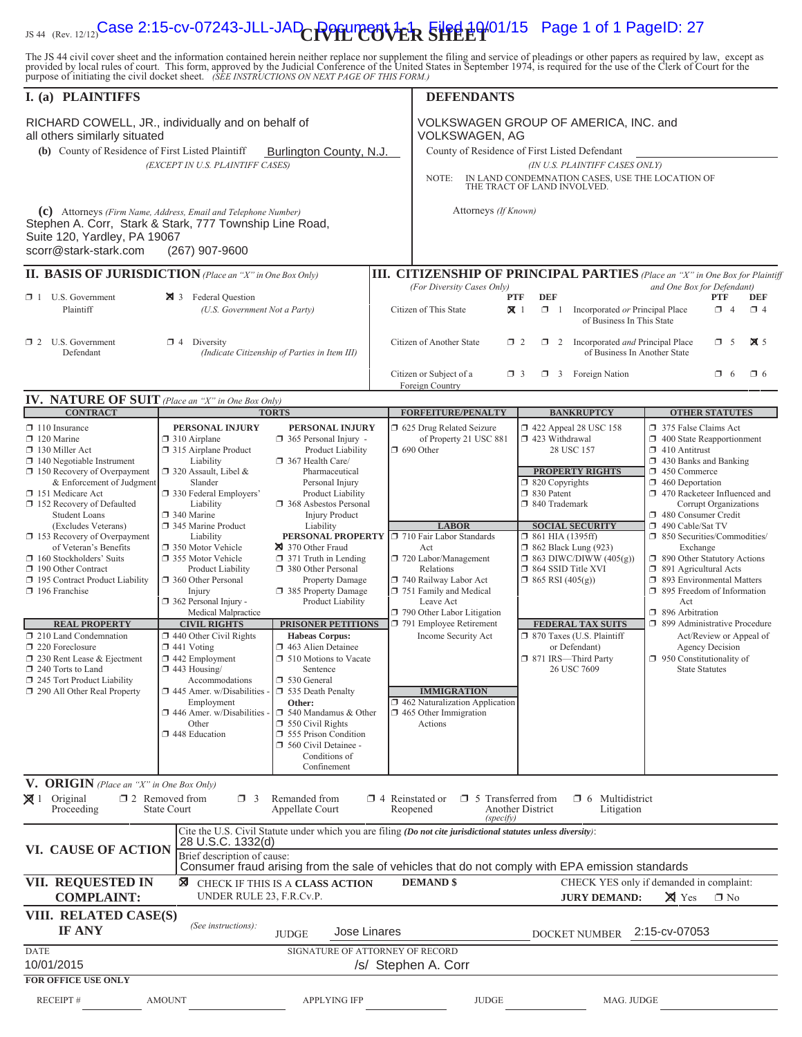JS 44 (Rev. 12/12)

# CIVIL COVER SHEET

The JS 44 civil cover sheet and the information contained herein neither replace nor supplement the filing and service of pleadings or other papers as required by law, except as provided by local rules of court. This form, approved by the Judicial Conference of the United States in September 1974, is required for the use of the Clerk of Court for the purpose of initiating the civil docket sheet. *(SEE INSTRUCTIONS ON NEXT PAGE OF THIS FORM.)*

## I. (a) PLAINTIFFS

RICHARD COWELL, JR., individually and on behalf of all others similarly situated

**(b)** County of Residence of First Listed Plaintiff: Burlington County, N.J.
*(EXCEPT IN U.S. PLAINTIFF CASES)*

**(c)** Attorneys *(Firm Name, Address, Email and Telephone Number)*
Stephen A. Corr, Stark & Stark, 777 Township Line Road, Suite 120, Yardley, PA 19067
scorr@stark-stark.com (267) 907-9600

## DEFENDANTS

VOLKSWAGEN GROUP OF AMERICA, INC. and VOLKSWAGEN, AG

County of Residence of First Listed Defendant
*(IN U.S. PLAINTIFF CASES ONLY)*

NOTE: IN LAND CONDEMNATION CASES, USE THE LOCATION OF THE TRACT OF LAND INVOLVED.

Attorneys *(If Known)*

## II. BASIS OF JURISDICTION *(Place an "X" in One Box Only)*

- ☐ 1 U.S. Government Plaintiff
- ☒ 3 Federal Question *(U.S. Government Not a Party)*
- ☐ 2 U.S. Government Defendant
- ☐ 4 Diversity *(Indicate Citizenship of Parties in Item III)*

## III. CITIZENSHIP OF PRINCIPAL PARTIES *(Place an "X" in One Box for Plaintiff and One Box for Defendant)* *(For Diversity Cases Only)*

| | PTF | DEF | | PTF | DEF |
|---|---|---|---|---|---|
| Citizen of This State | ☒ 1 | ☐ 1 | Incorporated *or* Principal Place of Business In This State | ☐ 4 | ☐ 4 |
| Citizen of Another State | ☐ 2 | ☐ 2 | Incorporated *and* Principal Place of Business In Another State | ☐ 5 | ☒ 5 |
| Citizen or Subject of a Foreign Country | ☐ 3 | ☐ 3 | Foreign Nation | ☐ 6 | ☐ 6 |

## IV. NATURE OF SUIT *(Place an "X" in One Box Only)*

**CONTRACT**
- ☐ 110 Insurance
- ☐ 120 Marine
- ☐ 130 Miller Act
- ☐ 140 Negotiable Instrument
- ☐ 150 Recovery of Overpayment & Enforcement of Judgment
- ☐ 151 Medicare Act
- ☐ 152 Recovery of Defaulted Student Loans (Excludes Veterans)
- ☐ 153 Recovery of Overpayment of Veteran's Benefits
- ☐ 160 Stockholders' Suits
- ☐ 190 Other Contract
- ☐ 195 Contract Product Liability
- ☐ 196 Franchise

**REAL PROPERTY**
- ☐ 210 Land Condemnation
- ☐ 220 Foreclosure
- ☐ 230 Rent Lease & Ejectment
- ☐ 240 Torts to Land
- ☐ 245 Tort Product Liability
- ☐ 290 All Other Real Property

**TORTS**

PERSONAL INJURY
- ☐ 310 Airplane
- ☐ 315 Airplane Product Liability
- ☐ 320 Assault, Libel & Slander
- ☐ 330 Federal Employers' Liability
- ☐ 340 Marine
- ☐ 345 Marine Product Liability
- ☐ 350 Motor Vehicle
- ☐ 355 Motor Vehicle Product Liability
- ☐ 360 Other Personal Injury
- ☐ 362 Personal Injury - Medical Malpractice

PERSONAL INJURY
- ☐ 365 Personal Injury - Product Liability
- ☐ 367 Health Care/ Pharmaceutical Personal Injury Product Liability
- ☐ 368 Asbestos Personal Injury Product Liability

PERSONAL PROPERTY
- ☒ 370 Other Fraud
- ☐ 371 Truth in Lending
- ☐ 380 Other Personal Property Damage
- ☐ 385 Property Damage Product Liability

**CIVIL RIGHTS**
- ☐ 440 Other Civil Rights
- ☐ 441 Voting
- ☐ 442 Employment
- ☐ 443 Housing/ Accommodations
- ☐ 445 Amer. w/Disabilities - Employment
- ☐ 446 Amer. w/Disabilities - Other
- ☐ 448 Education

**PRISONER PETITIONS**

Habeas Corpus:
- ☐ 463 Alien Detainee
- ☐ 510 Motions to Vacate Sentence
- ☐ 530 General
- ☐ 535 Death Penalty

Other:
- ☐ 540 Mandamus & Other
- ☐ 550 Civil Rights
- ☐ 555 Prison Condition
- ☐ 560 Civil Detainee - Conditions of Confinement

**FORFEITURE/PENALTY**
- ☐ 625 Drug Related Seizure of Property 21 USC 881
- ☐ 690 Other

**LABOR**
- ☐ 710 Fair Labor Standards Act
- ☐ 720 Labor/Management Relations
- ☐ 740 Railway Labor Act
- ☐ 751 Family and Medical Leave Act
- ☐ 790 Other Labor Litigation
- ☐ 791 Employee Retirement Income Security Act

**IMMIGRATION**
- ☐ 462 Naturalization Application
- ☐ 465 Other Immigration Actions

**BANKRUPTCY**
- ☐ 422 Appeal 28 USC 158
- ☐ 423 Withdrawal 28 USC 157

**PROPERTY RIGHTS**
- ☐ 820 Copyrights
- ☐ 830 Patent
- ☐ 840 Trademark

**SOCIAL SECURITY**
- ☐ 861 HIA (1395ff)
- ☐ 862 Black Lung (923)
- ☐ 863 DIWC/DIWW (405(g))
- ☐ 864 SSID Title XVI
- ☐ 865 RSI (405(g))

**FEDERAL TAX SUITS**
- ☐ 870 Taxes (U.S. Plaintiff or Defendant)
- ☐ 871 IRS—Third Party 26 USC 7609

**OTHER STATUTES**
- ☐ 375 False Claims Act
- ☐ 400 State Reapportionment
- ☐ 410 Antitrust
- ☐ 430 Banks and Banking
- ☐ 450 Commerce
- ☐ 460 Deportation
- ☐ 470 Racketeer Influenced and Corrupt Organizations
- ☐ 480 Consumer Credit
- ☐ 490 Cable/Sat TV
- ☐ 850 Securities/Commodities/ Exchange
- ☐ 890 Other Statutory Actions
- ☐ 891 Agricultural Acts
- ☐ 893 Environmental Matters
- ☐ 895 Freedom of Information Act
- ☐ 896 Arbitration
- ☐ 899 Administrative Procedure Act/Review or Appeal of Agency Decision
- ☐ 950 Constitutionality of State Statutes

## V. ORIGIN *(Place an "X" in One Box Only)*

- ☒ 1 Original Proceeding
- ☐ 2 Removed from State Court
- ☐ 3 Remanded from Appellate Court
- ☐ 4 Reinstated or Reopened
- ☐ 5 Transferred from Another District *(specify)*
- ☐ 6 Multidistrict Litigation

## VI. CAUSE OF ACTION

Cite the U.S. Civil Statute under which you are filing *(Do not cite jurisdictional statutes unless diversity)*:
28 U.S.C. 1332(d)

Brief description of cause:
Consumer fraud arising from the sale of vehicles that do not comply with EPA emission standards

## VII. REQUESTED IN COMPLAINT:

☒ CHECK IF THIS IS A CLASS ACTION UNDER RULE 23, F.R.Cv.P.

DEMAND $

CHECK YES only if demanded in complaint:
JURY DEMAND: ☒ Yes ☐ No

## VIII. RELATED CASE(S) IF ANY

*(See instructions)*: JUDGE Jose Linares DOCKET NUMBER 2:15-cv-07053

DATE: 10/01/2015

SIGNATURE OF ATTORNEY OF RECORD: /s/ Stephen A. Corr

**FOR OFFICE USE ONLY**

RECEIPT # AMOUNT APPLYING IFP JUDGE MAG. JUDGE